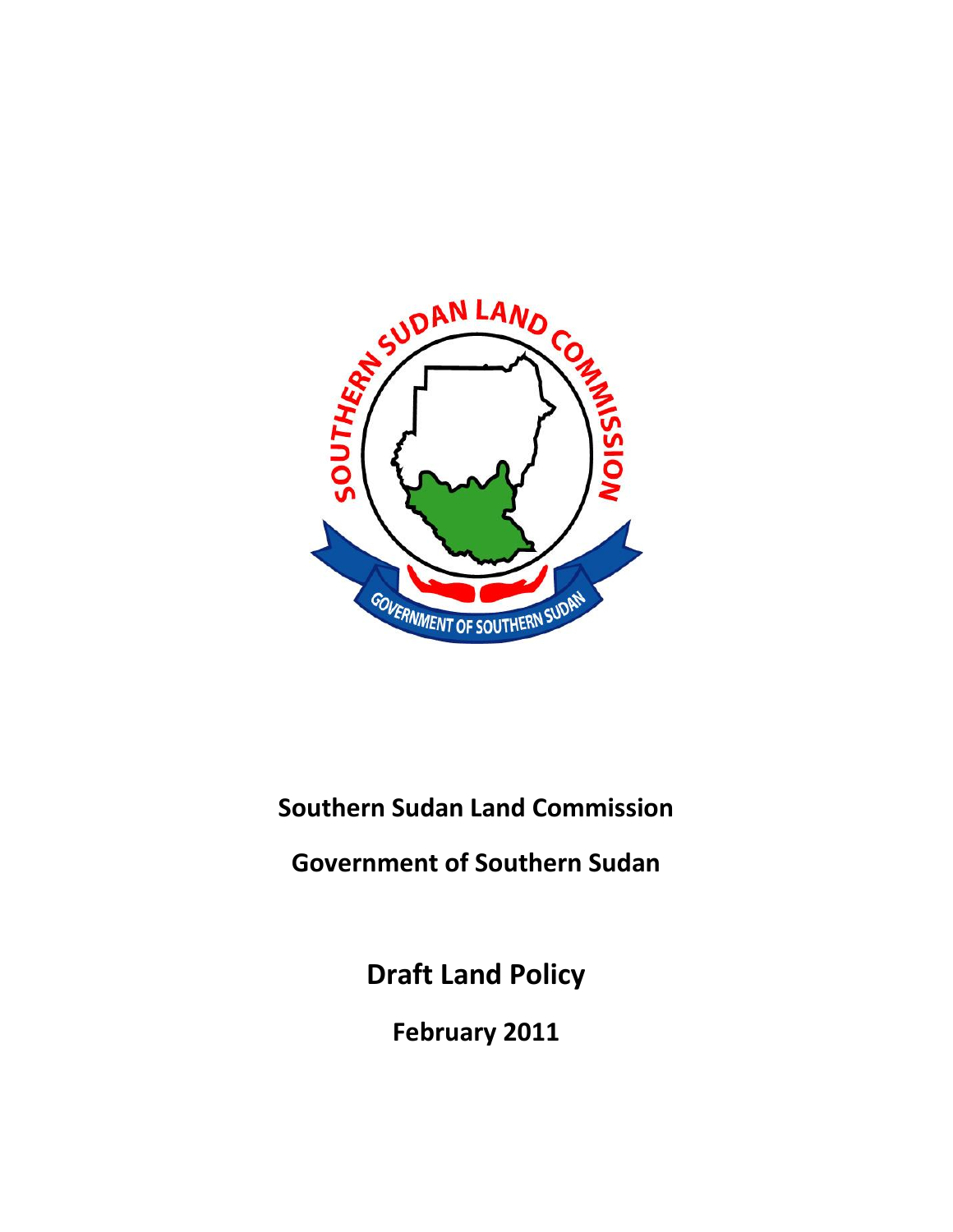**Southern Sudan Land Commission**

**Government of Southern Sudan**

# Draft Land Policy

**February 2011**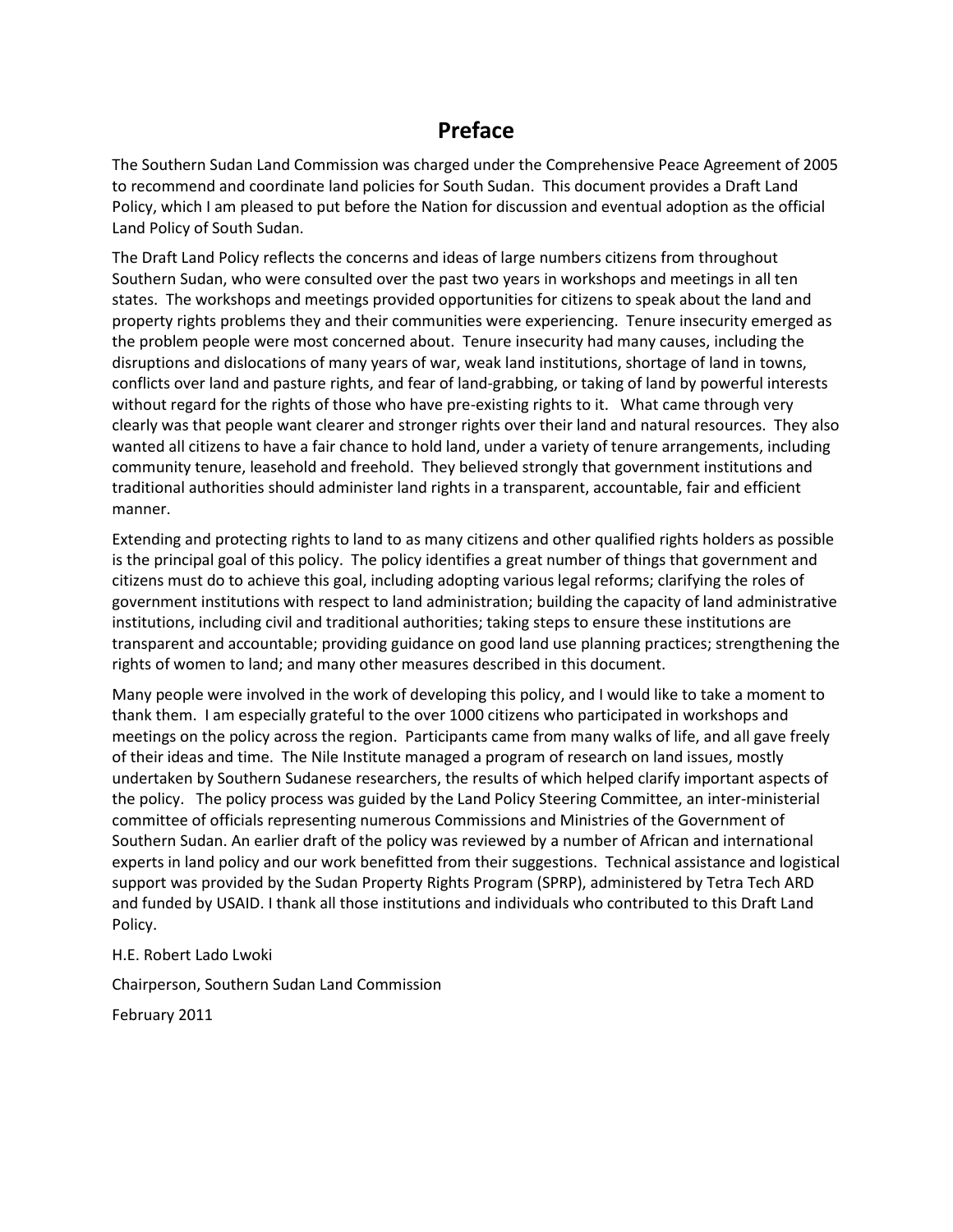# Preface

The Southern Sudan Land Commission was charged under the Comprehensive Peace Agreement of 2005 to recommend and coordinate land policies for South Sudan. This document provides a Draft Land Policy, which I am pleased to put before the Nation for discussion and eventual adoption as the official Land Policy of South Sudan.

The Draft Land Policy reflects the concerns and ideas of large numbers citizens from throughout Southern Sudan, who were consulted over the past two years in workshops and meetings in all ten states. The workshops and meetings provided opportunities for citizens to speak about the land and property rights problems they and their communities were experiencing. Tenure insecurity emerged as the problem people were most concerned about. Tenure insecurity had many causes, including the disruptions and dislocations of many years of war, weak land institutions, shortage of land in towns, conflicts over land and pasture rights, and fear of land-grabbing, or taking of land by powerful interests without regard for the rights of those who have pre-existing rights to it. What came through very clearly was that people want clearer and stronger rights over their land and natural resources. They also wanted all citizens to have a fair chance to hold land, under a variety of tenure arrangements, including community tenure, leasehold and freehold. They believed strongly that government institutions and traditional authorities should administer land rights in a transparent, accountable, fair and efficient manner.

Extending and protecting rights to land to as many citizens and other qualified rights holders as possible is the principal goal of this policy. The policy identifies a great number of things that government and citizens must do to achieve this goal, including adopting various legal reforms; clarifying the roles of government institutions with respect to land administration; building the capacity of land administrative institutions, including civil and traditional authorities; taking steps to ensure these institutions are transparent and accountable; providing guidance on good land use planning practices; strengthening the rights of women to land; and many other measures described in this document.

Many people were involved in the work of developing this policy, and I would like to take a moment to thank them. I am especially grateful to the over 1000 citizens who participated in workshops and meetings on the policy across the region. Participants came from many walks of life, and all gave freely of their ideas and time. The Nile Institute managed a program of research on land issues, mostly undertaken by Southern Sudanese researchers, the results of which helped clarify important aspects of the policy. The policy process was guided by the Land Policy Steering Committee, an inter-ministerial committee of officials representing numerous Commissions and Ministries of the Government of Southern Sudan. An earlier draft of the policy was reviewed by a number of African and international experts in land policy and our work benefitted from their suggestions. Technical assistance and logistical support was provided by the Sudan Property Rights Program (SPRP), administered by Tetra Tech ARD and funded by USAID. I thank all those institutions and individuals who contributed to this Draft Land Policy.

H.E. Robert Lado Lwoki

Chairperson, Southern Sudan Land Commission

February 2011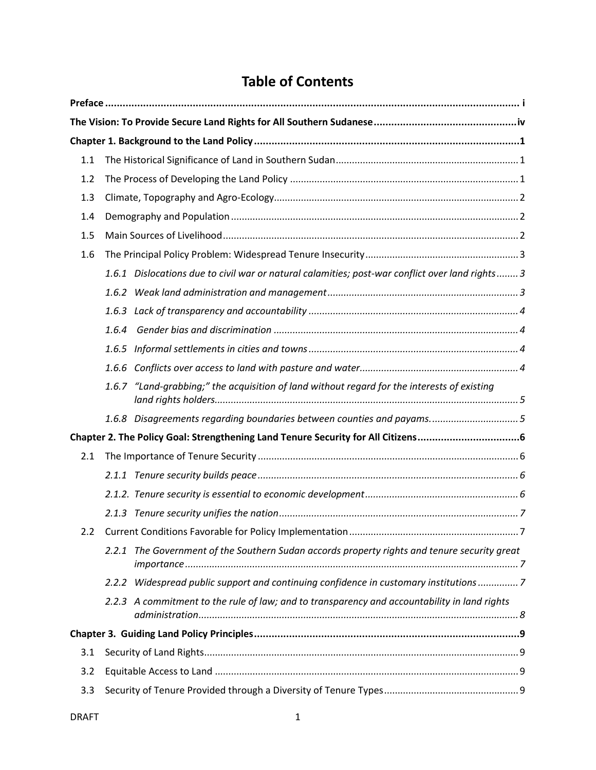# Table of Contents

**Preface** ..... **i**

**The Vision: To Provide Secure Land Rights for All Southern Sudanese** ..... **iv**

**Chapter 1. Background to the Land Policy** ..... **1**

- 1.1 The Historical Significance of Land in Southern Sudan ..... 1
- 1.2 The Process of Developing the Land Policy ..... 1
- 1.3 Climate, Topography and Agro-Ecology ..... 2
- 1.4 Demography and Population ..... 2
- 1.5 Main Sources of Livelihood ..... 2
- 1.6 The Principal Policy Problem: Widespread Tenure Insecurity ..... 3
  - *1.6.1 Dislocations due to civil war or natural calamities; post-war conflict over land rights* ..... *3*
  - *1.6.2 Weak land administration and management* ..... *3*
  - *1.6.3 Lack of transparency and accountability* ..... *4*
  - *1.6.4 Gender bias and discrimination* ..... *4*
  - *1.6.5 Informal settlements in cities and towns* ..... *4*
  - *1.6.6 Conflicts over access to land with pasture and water* ..... *4*
  - *1.6.7 "Land-grabbing;" the acquisition of land without regard for the interests of existing land rights holders* ..... *5*
  - *1.6.8 Disagreements regarding boundaries between counties and payams.* ..... *5*

**Chapter 2. The Policy Goal: Strengthening Land Tenure Security for All Citizens** ..... **6**

- 2.1 The Importance of Tenure Security ..... 6
  - *2.1.1 Tenure security builds peace* ..... *6*
  - *2.1.2. Tenure security is essential to economic development* ..... *6*
  - *2.1.3 Tenure security unifies the nation* ..... *7*
- 2.2 Current Conditions Favorable for Policy Implementation ..... 7
  - *2.2.1 The Government of the Southern Sudan accords property rights and tenure security great importance* ..... *7*
  - *2.2.2 Widespread public support and continuing confidence in customary institutions* ..... *7*
  - *2.2.3 A commitment to the rule of law; and to transparency and accountability in land rights administration* ..... *8*

**Chapter 3. Guiding Land Policy Principles** ..... **9**

- 3.1 Security of Land Rights ..... 9
- 3.2 Equitable Access to Land ..... 9
- 3.3 Security of Tenure Provided through a Diversity of Tenure Types ..... 9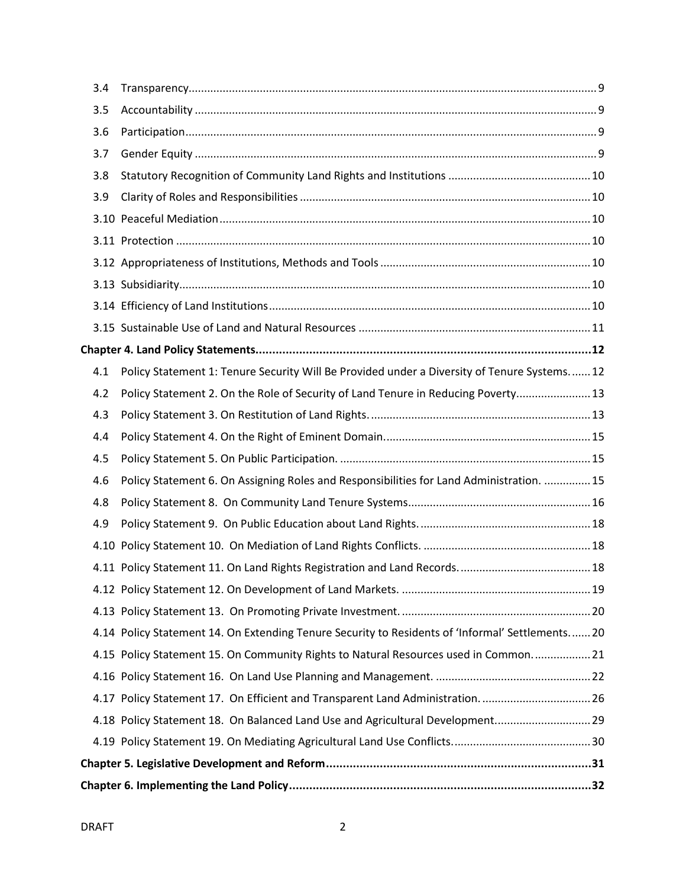3.4 Transparency........ 9

3.5 Accountability........ 9

3.6 Participation........ 9

3.7 Gender Equity........ 9

3.8 Statutory Recognition of Community Land Rights and Institutions........ 10

3.9 Clarity of Roles and Responsibilities........ 10

3.10 Peaceful Mediation........ 10

3.11 Protection........ 10

3.12 Appropriateness of Institutions, Methods and Tools........ 10

3.13 Subsidiarity........ 10

3.14 Efficiency of Land Institutions........ 10

3.15 Sustainable Use of Land and Natural Resources........ 11

**Chapter 4. Land Policy Statements........ 12**

4.1 Policy Statement 1: Tenure Security Will Be Provided under a Diversity of Tenure Systems........ 12

4.2 Policy Statement 2. On the Role of Security of Land Tenure in Reducing Poverty........ 13

4.3 Policy Statement 3. On Restitution of Land Rights........ 13

4.4 Policy Statement 4. On the Right of Eminent Domain........ 15

4.5 Policy Statement 5. On Public Participation........ 15

4.6 Policy Statement 6. On Assigning Roles and Responsibilities for Land Administration........ 15

4.8 Policy Statement 8. On Community Land Tenure Systems........ 16

4.9 Policy Statement 9. On Public Education about Land Rights........ 18

4.10 Policy Statement 10. On Mediation of Land Rights Conflicts........ 18

4.11 Policy Statement 11. On Land Rights Registration and Land Records........ 18

4.12 Policy Statement 12. On Development of Land Markets........ 19

4.13 Policy Statement 13. On Promoting Private Investment........ 20

4.14 Policy Statement 14. On Extending Tenure Security to Residents of 'Informal' Settlements........ 20

4.15 Policy Statement 15. On Community Rights to Natural Resources used in Common........ 21

4.16 Policy Statement 16. On Land Use Planning and Management........ 22

4.17 Policy Statement 17. On Efficient and Transparent Land Administration........ 26

4.18 Policy Statement 18. On Balanced Land Use and Agricultural Development........ 29

4.19 Policy Statement 19. On Mediating Agricultural Land Use Conflicts........ 30

**Chapter 5. Legislative Development and Reform........ 31**

**Chapter 6. Implementing the Land Policy........ 32**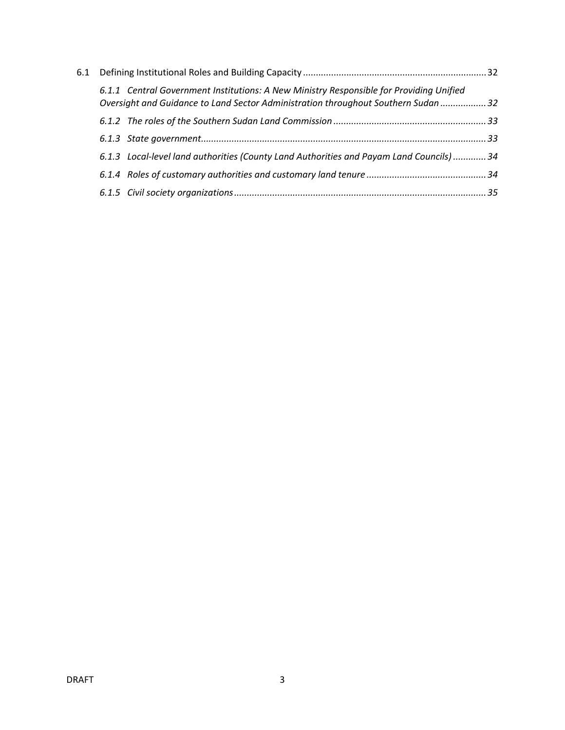6.1 Defining Institutional Roles and Building Capacity ........................................................................ 32

*6.1.1 Central Government Institutions: A New Ministry Responsible for Providing Unified Oversight and Guidance to Land Sector Administration throughout Southern Sudan .................. 32*

*6.1.2 The roles of the Southern Sudan Land Commission ............................................................ 33*

*6.1.3 State government............................................................................................................... 33*

*6.1.3 Local-level land authorities (County Land Authorities and Payam Land Councils) ............. 34*

*6.1.4 Roles of customary authorities and customary land tenure ............................................... 34*

*6.1.5 Civil society organizations.................................................................................................. 35*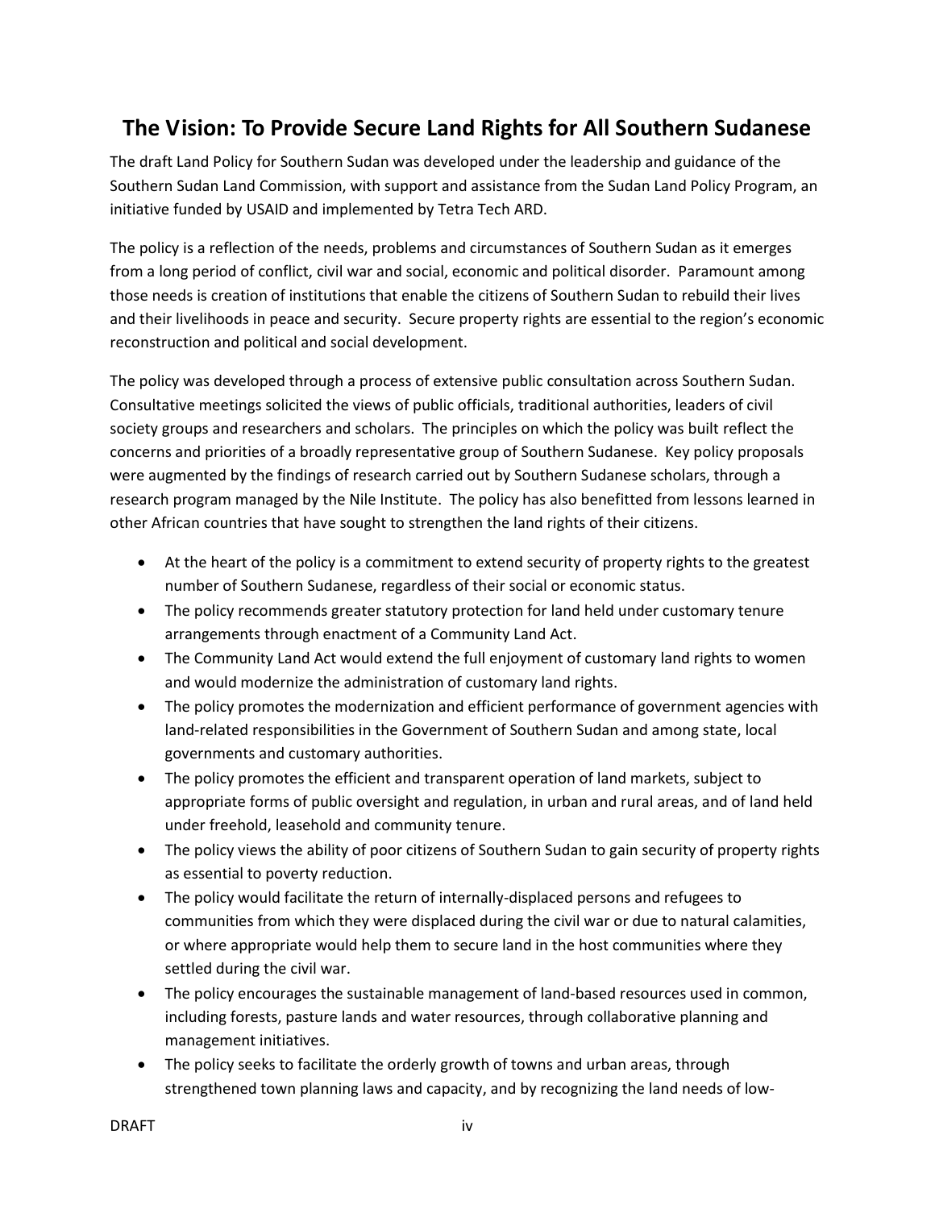## The Vision: To Provide Secure Land Rights for All Southern Sudanese

The draft Land Policy for Southern Sudan was developed under the leadership and guidance of the Southern Sudan Land Commission, with support and assistance from the Sudan Land Policy Program, an initiative funded by USAID and implemented by Tetra Tech ARD.

The policy is a reflection of the needs, problems and circumstances of Southern Sudan as it emerges from a long period of conflict, civil war and social, economic and political disorder. Paramount among those needs is creation of institutions that enable the citizens of Southern Sudan to rebuild their lives and their livelihoods in peace and security. Secure property rights are essential to the region's economic reconstruction and political and social development.

The policy was developed through a process of extensive public consultation across Southern Sudan. Consultative meetings solicited the views of public officials, traditional authorities, leaders of civil society groups and researchers and scholars. The principles on which the policy was built reflect the concerns and priorities of a broadly representative group of Southern Sudanese. Key policy proposals were augmented by the findings of research carried out by Southern Sudanese scholars, through a research program managed by the Nile Institute. The policy has also benefitted from lessons learned in other African countries that have sought to strengthen the land rights of their citizens.

- At the heart of the policy is a commitment to extend security of property rights to the greatest number of Southern Sudanese, regardless of their social or economic status.
- The policy recommends greater statutory protection for land held under customary tenure arrangements through enactment of a Community Land Act.
- The Community Land Act would extend the full enjoyment of customary land rights to women and would modernize the administration of customary land rights.
- The policy promotes the modernization and efficient performance of government agencies with land-related responsibilities in the Government of Southern Sudan and among state, local governments and customary authorities.
- The policy promotes the efficient and transparent operation of land markets, subject to appropriate forms of public oversight and regulation, in urban and rural areas, and of land held under freehold, leasehold and community tenure.
- The policy views the ability of poor citizens of Southern Sudan to gain security of property rights as essential to poverty reduction.
- The policy would facilitate the return of internally-displaced persons and refugees to communities from which they were displaced during the civil war or due to natural calamities, or where appropriate would help them to secure land in the host communities where they settled during the civil war.
- The policy encourages the sustainable management of land-based resources used in common, including forests, pasture lands and water resources, through collaborative planning and management initiatives.
- The policy seeks to facilitate the orderly growth of towns and urban areas, through strengthened town planning laws and capacity, and by recognizing the land needs of low-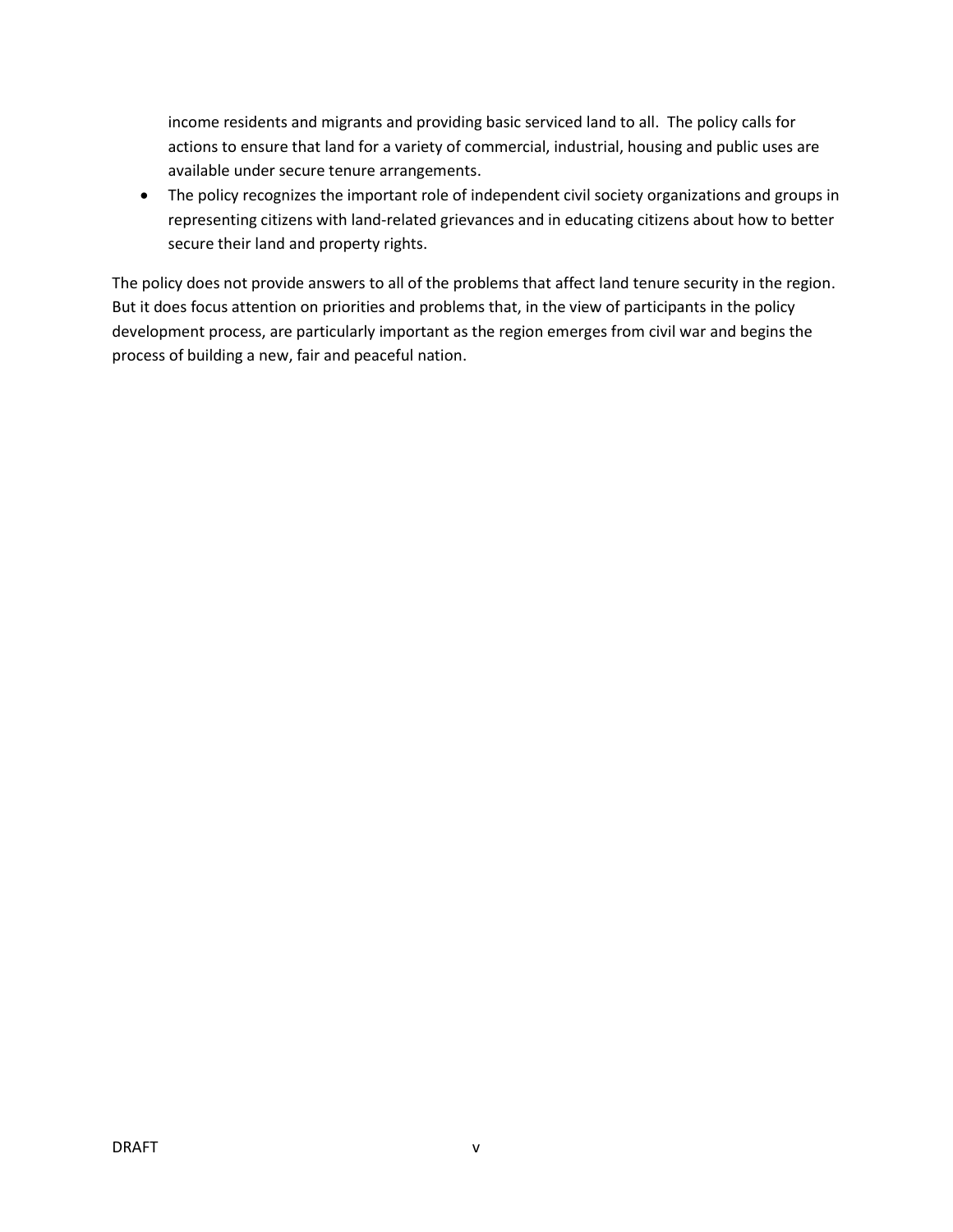income residents and migrants and providing basic serviced land to all. The policy calls for actions to ensure that land for a variety of commercial, industrial, housing and public uses are available under secure tenure arrangements.

- The policy recognizes the important role of independent civil society organizations and groups in representing citizens with land-related grievances and in educating citizens about how to better secure their land and property rights.

The policy does not provide answers to all of the problems that affect land tenure security in the region. But it does focus attention on priorities and problems that, in the view of participants in the policy development process, are particularly important as the region emerges from civil war and begins the process of building a new, fair and peaceful nation.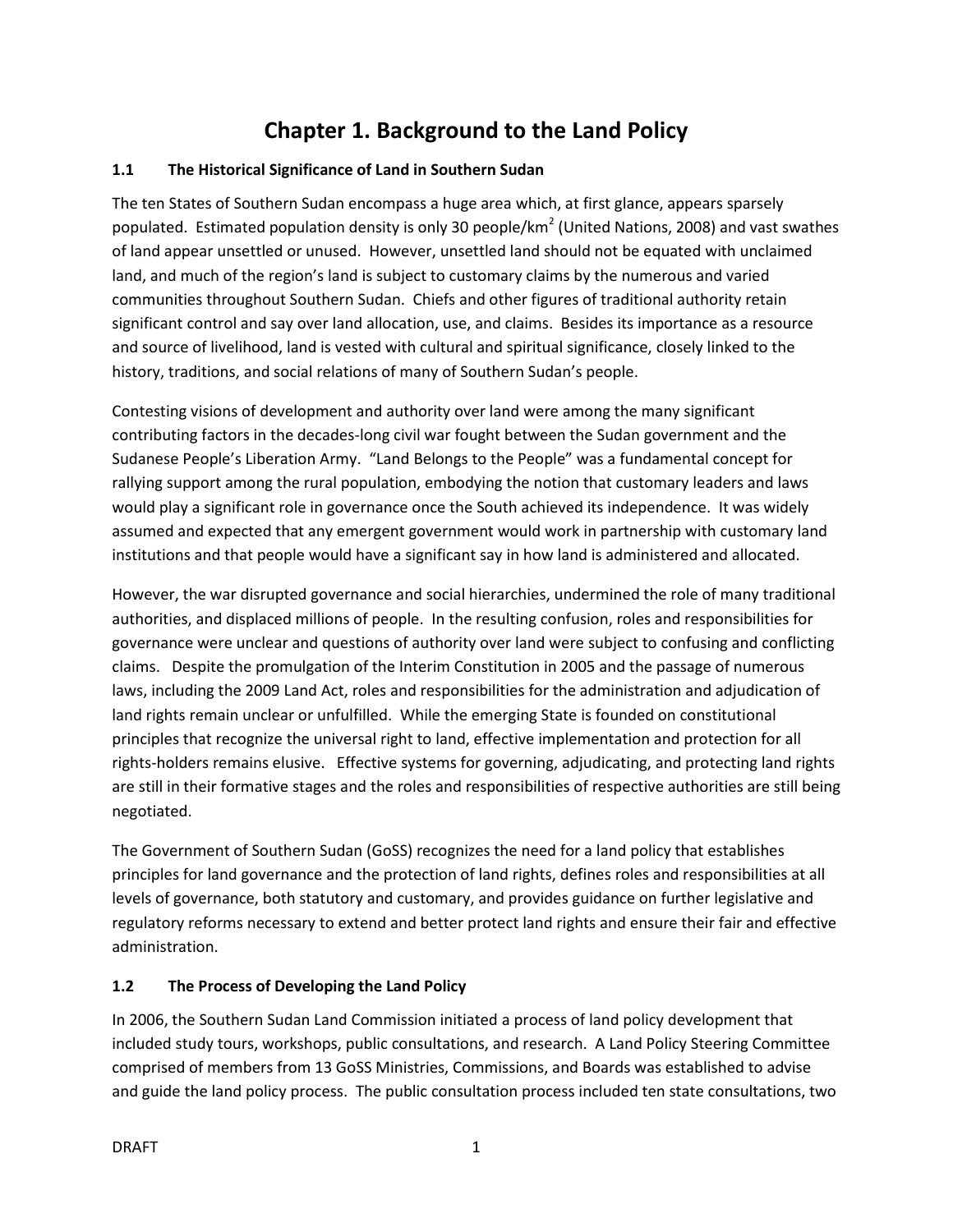# Chapter 1. Background to the Land Policy

## 1.1 The Historical Significance of Land in Southern Sudan

The ten States of Southern Sudan encompass a huge area which, at first glance, appears sparsely populated. Estimated population density is only 30 people/km$^2$ (United Nations, 2008) and vast swathes of land appear unsettled or unused. However, unsettled land should not be equated with unclaimed land, and much of the region's land is subject to customary claims by the numerous and varied communities throughout Southern Sudan. Chiefs and other figures of traditional authority retain significant control and say over land allocation, use, and claims. Besides its importance as a resource and source of livelihood, land is vested with cultural and spiritual significance, closely linked to the history, traditions, and social relations of many of Southern Sudan's people.

Contesting visions of development and authority over land were among the many significant contributing factors in the decades-long civil war fought between the Sudan government and the Sudanese People's Liberation Army. "Land Belongs to the People" was a fundamental concept for rallying support among the rural population, embodying the notion that customary leaders and laws would play a significant role in governance once the South achieved its independence. It was widely assumed and expected that any emergent government would work in partnership with customary land institutions and that people would have a significant say in how land is administered and allocated.

However, the war disrupted governance and social hierarchies, undermined the role of many traditional authorities, and displaced millions of people. In the resulting confusion, roles and responsibilities for governance were unclear and questions of authority over land were subject to confusing and conflicting claims. Despite the promulgation of the Interim Constitution in 2005 and the passage of numerous laws, including the 2009 Land Act, roles and responsibilities for the administration and adjudication of land rights remain unclear or unfulfilled. While the emerging State is founded on constitutional principles that recognize the universal right to land, effective implementation and protection for all rights-holders remains elusive. Effective systems for governing, adjudicating, and protecting land rights are still in their formative stages and the roles and responsibilities of respective authorities are still being negotiated.

The Government of Southern Sudan (GoSS) recognizes the need for a land policy that establishes principles for land governance and the protection of land rights, defines roles and responsibilities at all levels of governance, both statutory and customary, and provides guidance on further legislative and regulatory reforms necessary to extend and better protect land rights and ensure their fair and effective administration.

## 1.2 The Process of Developing the Land Policy

In 2006, the Southern Sudan Land Commission initiated a process of land policy development that included study tours, workshops, public consultations, and research. A Land Policy Steering Committee comprised of members from 13 GoSS Ministries, Commissions, and Boards was established to advise and guide the land policy process. The public consultation process included ten state consultations, two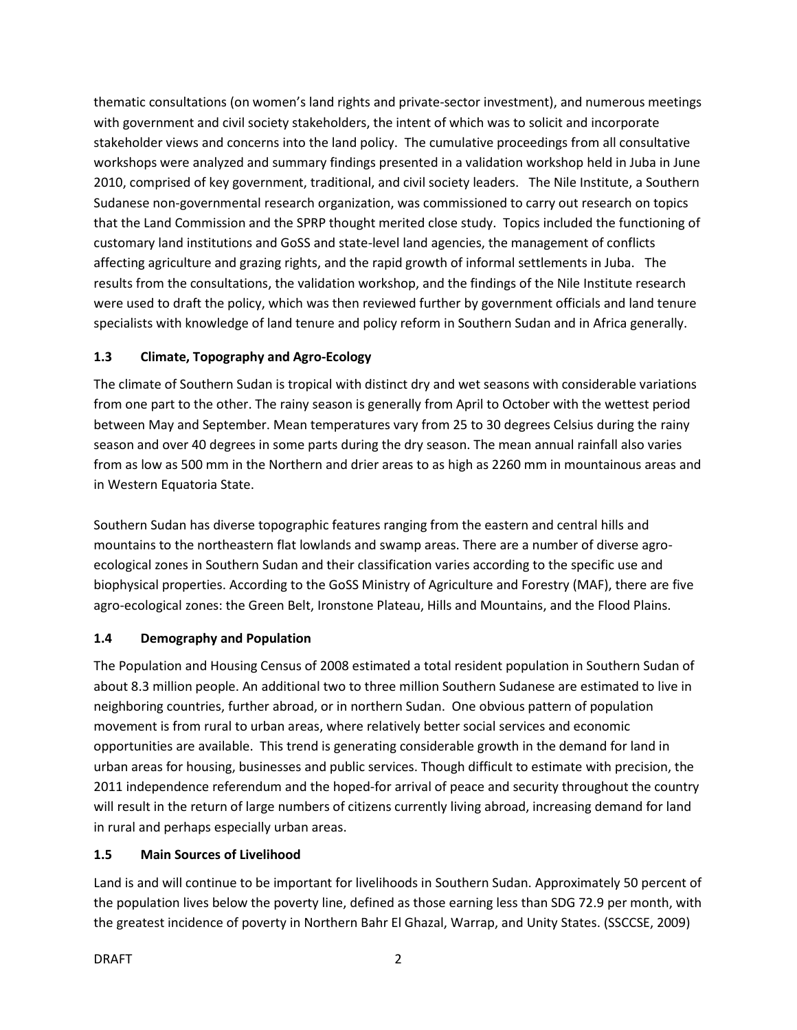thematic consultations (on women's land rights and private-sector investment), and numerous meetings with government and civil society stakeholders, the intent of which was to solicit and incorporate stakeholder views and concerns into the land policy. The cumulative proceedings from all consultative workshops were analyzed and summary findings presented in a validation workshop held in Juba in June 2010, comprised of key government, traditional, and civil society leaders. The Nile Institute, a Southern Sudanese non-governmental research organization, was commissioned to carry out research on topics that the Land Commission and the SPRP thought merited close study. Topics included the functioning of customary land institutions and GoSS and state-level land agencies, the management of conflicts affecting agriculture and grazing rights, and the rapid growth of informal settlements in Juba. The results from the consultations, the validation workshop, and the findings of the Nile Institute research were used to draft the policy, which was then reviewed further by government officials and land tenure specialists with knowledge of land tenure and policy reform in Southern Sudan and in Africa generally.

### 1.3 Climate, Topography and Agro-Ecology

The climate of Southern Sudan is tropical with distinct dry and wet seasons with considerable variations from one part to the other. The rainy season is generally from April to October with the wettest period between May and September. Mean temperatures vary from 25 to 30 degrees Celsius during the rainy season and over 40 degrees in some parts during the dry season. The mean annual rainfall also varies from as low as 500 mm in the Northern and drier areas to as high as 2260 mm in mountainous areas and in Western Equatoria State.

Southern Sudan has diverse topographic features ranging from the eastern and central hills and mountains to the northeastern flat lowlands and swamp areas. There are a number of diverse agro-ecological zones in Southern Sudan and their classification varies according to the specific use and biophysical properties. According to the GoSS Ministry of Agriculture and Forestry (MAF), there are five agro-ecological zones: the Green Belt, Ironstone Plateau, Hills and Mountains, and the Flood Plains.

### 1.4 Demography and Population

The Population and Housing Census of 2008 estimated a total resident population in Southern Sudan of about 8.3 million people. An additional two to three million Southern Sudanese are estimated to live in neighboring countries, further abroad, or in northern Sudan. One obvious pattern of population movement is from rural to urban areas, where relatively better social services and economic opportunities are available. This trend is generating considerable growth in the demand for land in urban areas for housing, businesses and public services. Though difficult to estimate with precision, the 2011 independence referendum and the hoped-for arrival of peace and security throughout the country will result in the return of large numbers of citizens currently living abroad, increasing demand for land in rural and perhaps especially urban areas.

### 1.5 Main Sources of Livelihood

Land is and will continue to be important for livelihoods in Southern Sudan. Approximately 50 percent of the population lives below the poverty line, defined as those earning less than SDG 72.9 per month, with the greatest incidence of poverty in Northern Bahr El Ghazal, Warrap, and Unity States. (SSCCSE, 2009)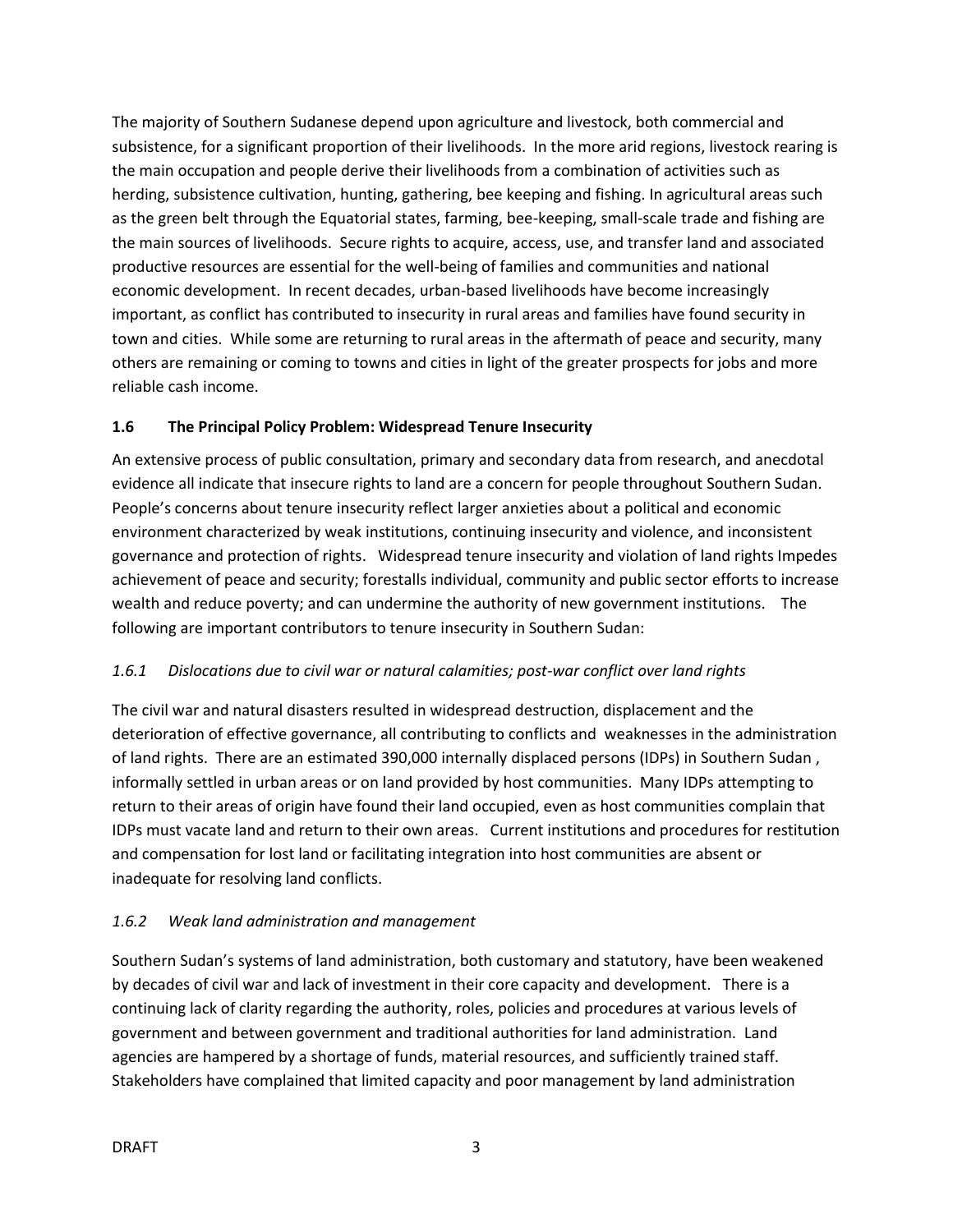The majority of Southern Sudanese depend upon agriculture and livestock, both commercial and subsistence, for a significant proportion of their livelihoods. In the more arid regions, livestock rearing is the main occupation and people derive their livelihoods from a combination of activities such as herding, subsistence cultivation, hunting, gathering, bee keeping and fishing. In agricultural areas such as the green belt through the Equatorial states, farming, bee-keeping, small-scale trade and fishing are the main sources of livelihoods. Secure rights to acquire, access, use, and transfer land and associated productive resources are essential for the well-being of families and communities and national economic development. In recent decades, urban-based livelihoods have become increasingly important, as conflict has contributed to insecurity in rural areas and families have found security in town and cities. While some are returning to rural areas in the aftermath of peace and security, many others are remaining or coming to towns and cities in light of the greater prospects for jobs and more reliable cash income.

### 1.6 The Principal Policy Problem: Widespread Tenure Insecurity

An extensive process of public consultation, primary and secondary data from research, and anecdotal evidence all indicate that insecure rights to land are a concern for people throughout Southern Sudan. People's concerns about tenure insecurity reflect larger anxieties about a political and economic environment characterized by weak institutions, continuing insecurity and violence, and inconsistent governance and protection of rights. Widespread tenure insecurity and violation of land rights Impedes achievement of peace and security; forestalls individual, community and public sector efforts to increase wealth and reduce poverty; and can undermine the authority of new government institutions. The following are important contributors to tenure insecurity in Southern Sudan:

#### *1.6.1 Dislocations due to civil war or natural calamities; post-war conflict over land rights*

The civil war and natural disasters resulted in widespread destruction, displacement and the deterioration of effective governance, all contributing to conflicts and weaknesses in the administration of land rights. There are an estimated 390,000 internally displaced persons (IDPs) in Southern Sudan , informally settled in urban areas or on land provided by host communities. Many IDPs attempting to return to their areas of origin have found their land occupied, even as host communities complain that IDPs must vacate land and return to their own areas. Current institutions and procedures for restitution and compensation for lost land or facilitating integration into host communities are absent or inadequate for resolving land conflicts.

#### *1.6.2 Weak land administration and management*

Southern Sudan's systems of land administration, both customary and statutory, have been weakened by decades of civil war and lack of investment in their core capacity and development. There is a continuing lack of clarity regarding the authority, roles, policies and procedures at various levels of government and between government and traditional authorities for land administration. Land agencies are hampered by a shortage of funds, material resources, and sufficiently trained staff. Stakeholders have complained that limited capacity and poor management by land administration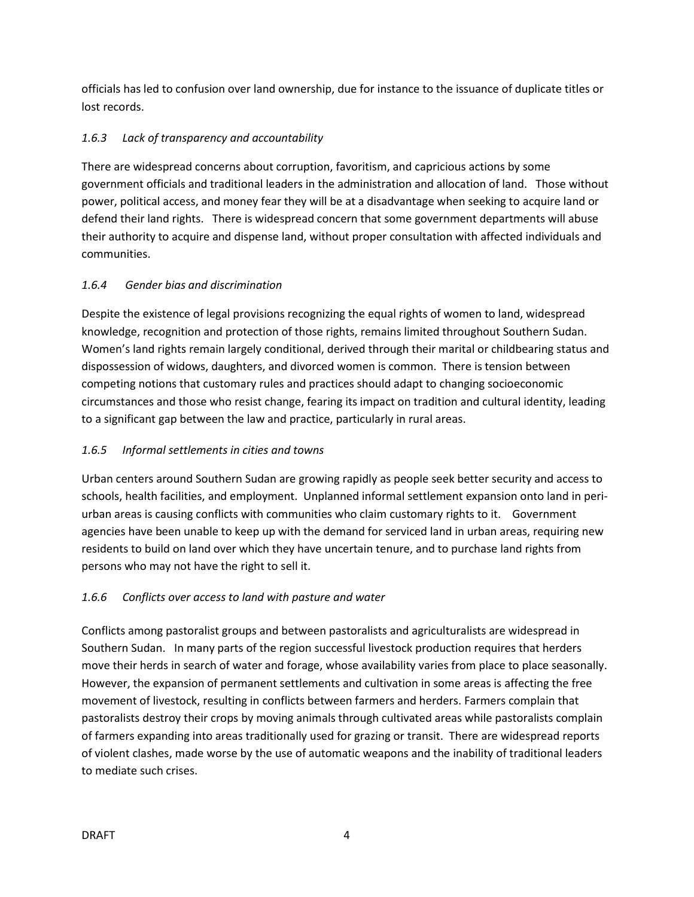officials has led to confusion over land ownership, due for instance to the issuance of duplicate titles or lost records.

### *1.6.3 Lack of transparency and accountability*

There are widespread concerns about corruption, favoritism, and capricious actions by some government officials and traditional leaders in the administration and allocation of land. Those without power, political access, and money fear they will be at a disadvantage when seeking to acquire land or defend their land rights. There is widespread concern that some government departments will abuse their authority to acquire and dispense land, without proper consultation with affected individuals and communities.

### *1.6.4 Gender bias and discrimination*

Despite the existence of legal provisions recognizing the equal rights of women to land, widespread knowledge, recognition and protection of those rights, remains limited throughout Southern Sudan. Women's land rights remain largely conditional, derived through their marital or childbearing status and dispossession of widows, daughters, and divorced women is common. There is tension between competing notions that customary rules and practices should adapt to changing socioeconomic circumstances and those who resist change, fearing its impact on tradition and cultural identity, leading to a significant gap between the law and practice, particularly in rural areas.

### *1.6.5 Informal settlements in cities and towns*

Urban centers around Southern Sudan are growing rapidly as people seek better security and access to schools, health facilities, and employment. Unplanned informal settlement expansion onto land in peri-urban areas is causing conflicts with communities who claim customary rights to it. Government agencies have been unable to keep up with the demand for serviced land in urban areas, requiring new residents to build on land over which they have uncertain tenure, and to purchase land rights from persons who may not have the right to sell it.

### *1.6.6 Conflicts over access to land with pasture and water*

Conflicts among pastoralist groups and between pastoralists and agriculturalists are widespread in Southern Sudan. In many parts of the region successful livestock production requires that herders move their herds in search of water and forage, whose availability varies from place to place seasonally. However, the expansion of permanent settlements and cultivation in some areas is affecting the free movement of livestock, resulting in conflicts between farmers and herders. Farmers complain that pastoralists destroy their crops by moving animals through cultivated areas while pastoralists complain of farmers expanding into areas traditionally used for grazing or transit. There are widespread reports of violent clashes, made worse by the use of automatic weapons and the inability of traditional leaders to mediate such crises.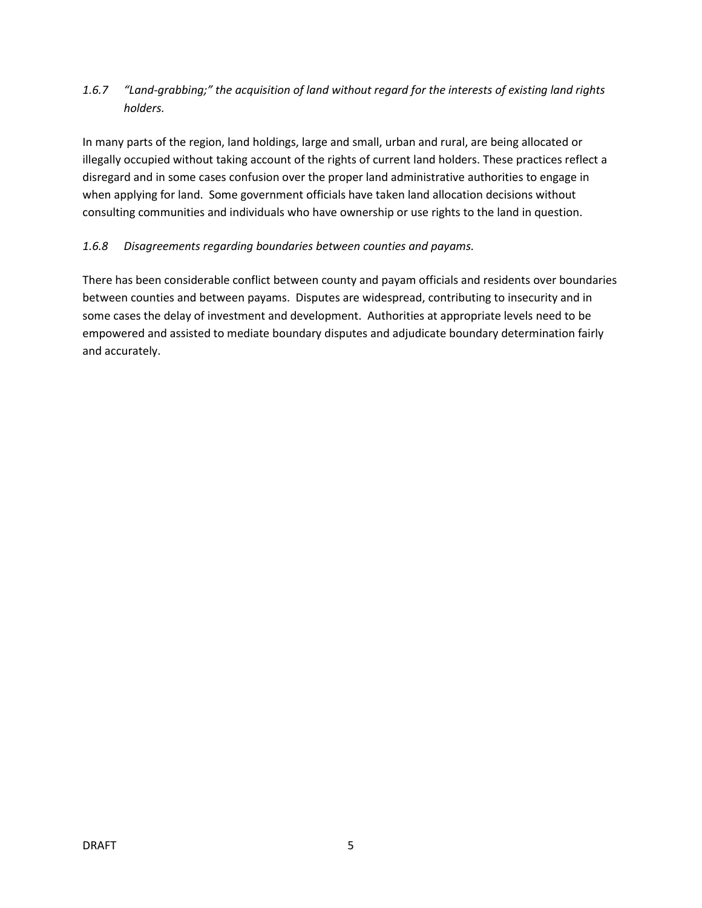*1.6.7 "Land-grabbing;" the acquisition of land without regard for the interests of existing land rights holders.*

In many parts of the region, land holdings, large and small, urban and rural, are being allocated or illegally occupied without taking account of the rights of current land holders. These practices reflect a disregard and in some cases confusion over the proper land administrative authorities to engage in when applying for land. Some government officials have taken land allocation decisions without consulting communities and individuals who have ownership or use rights to the land in question.

*1.6.8 Disagreements regarding boundaries between counties and payams.*

There has been considerable conflict between county and payam officials and residents over boundaries between counties and between payams. Disputes are widespread, contributing to insecurity and in some cases the delay of investment and development. Authorities at appropriate levels need to be empowered and assisted to mediate boundary disputes and adjudicate boundary determination fairly and accurately.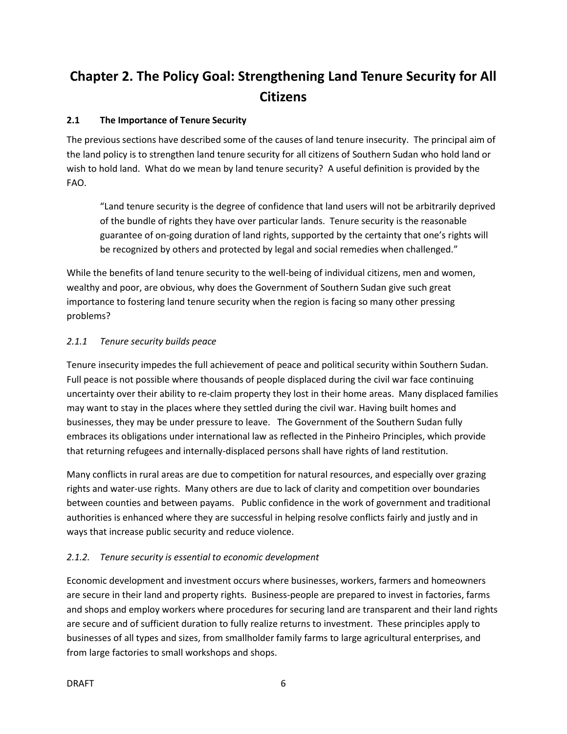# Chapter 2. The Policy Goal: Strengthening Land Tenure Security for All Citizens

## 2.1 The Importance of Tenure Security

The previous sections have described some of the causes of land tenure insecurity. The principal aim of the land policy is to strengthen land tenure security for all citizens of Southern Sudan who hold land or wish to hold land. What do we mean by land tenure security? A useful definition is provided by the FAO.

> "Land tenure security is the degree of confidence that land users will not be arbitrarily deprived of the bundle of rights they have over particular lands. Tenure security is the reasonable guarantee of on-going duration of land rights, supported by the certainty that one's rights will be recognized by others and protected by legal and social remedies when challenged."

While the benefits of land tenure security to the well-being of individual citizens, men and women, wealthy and poor, are obvious, why does the Government of Southern Sudan give such great importance to fostering land tenure security when the region is facing so many other pressing problems?

### *2.1.1 Tenure security builds peace*

Tenure insecurity impedes the full achievement of peace and political security within Southern Sudan. Full peace is not possible where thousands of people displaced during the civil war face continuing uncertainty over their ability to re-claim property they lost in their home areas. Many displaced families may want to stay in the places where they settled during the civil war. Having built homes and businesses, they may be under pressure to leave. The Government of the Southern Sudan fully embraces its obligations under international law as reflected in the Pinheiro Principles, which provide that returning refugees and internally-displaced persons shall have rights of land restitution.

Many conflicts in rural areas are due to competition for natural resources, and especially over grazing rights and water-use rights. Many others are due to lack of clarity and competition over boundaries between counties and between payams. Public confidence in the work of government and traditional authorities is enhanced where they are successful in helping resolve conflicts fairly and justly and in ways that increase public security and reduce violence.

### *2.1.2. Tenure security is essential to economic development*

Economic development and investment occurs where businesses, workers, farmers and homeowners are secure in their land and property rights. Business-people are prepared to invest in factories, farms and shops and employ workers where procedures for securing land are transparent and their land rights are secure and of sufficient duration to fully realize returns to investment. These principles apply to businesses of all types and sizes, from smallholder family farms to large agricultural enterprises, and from large factories to small workshops and shops.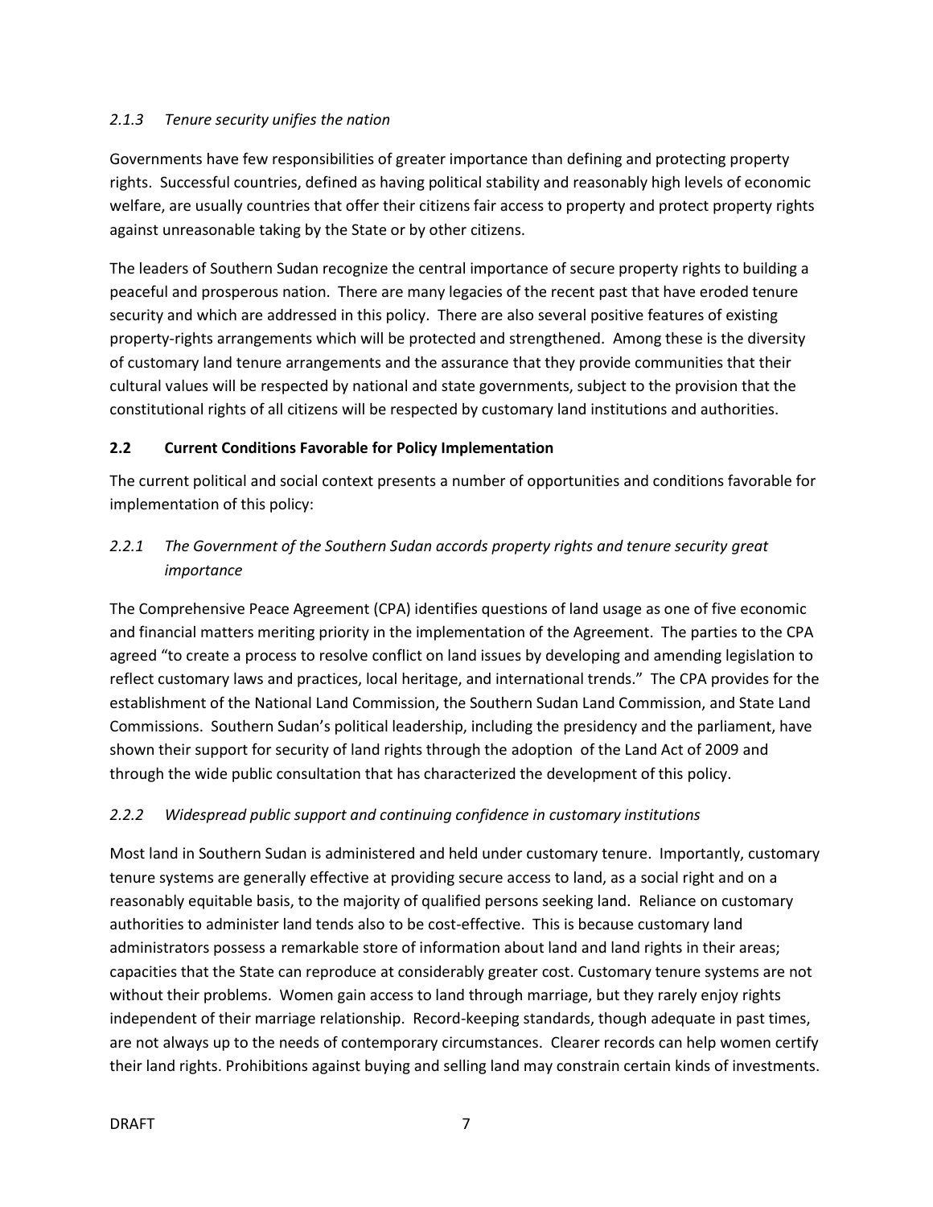#### *2.1.3 Tenure security unifies the nation*

Governments have few responsibilities of greater importance than defining and protecting property rights. Successful countries, defined as having political stability and reasonably high levels of economic welfare, are usually countries that offer their citizens fair access to property and protect property rights against unreasonable taking by the State or by other citizens.

The leaders of Southern Sudan recognize the central importance of secure property rights to building a peaceful and prosperous nation. There are many legacies of the recent past that have eroded tenure security and which are addressed in this policy. There are also several positive features of existing property-rights arrangements which will be protected and strengthened. Among these is the diversity of customary land tenure arrangements and the assurance that they provide communities that their cultural values will be respected by national and state governments, subject to the provision that the constitutional rights of all citizens will be respected by customary land institutions and authorities.

### 2.2 Current Conditions Favorable for Policy Implementation

The current political and social context presents a number of opportunities and conditions favorable for implementation of this policy:

#### *2.2.1 The Government of the Southern Sudan accords property rights and tenure security great importance*

The Comprehensive Peace Agreement (CPA) identifies questions of land usage as one of five economic and financial matters meriting priority in the implementation of the Agreement. The parties to the CPA agreed "to create a process to resolve conflict on land issues by developing and amending legislation to reflect customary laws and practices, local heritage, and international trends." The CPA provides for the establishment of the National Land Commission, the Southern Sudan Land Commission, and State Land Commissions. Southern Sudan's political leadership, including the presidency and the parliament, have shown their support for security of land rights through the adoption of the Land Act of 2009 and through the wide public consultation that has characterized the development of this policy.

#### *2.2.2 Widespread public support and continuing confidence in customary institutions*

Most land in Southern Sudan is administered and held under customary tenure. Importantly, customary tenure systems are generally effective at providing secure access to land, as a social right and on a reasonably equitable basis, to the majority of qualified persons seeking land. Reliance on customary authorities to administer land tends also to be cost-effective. This is because customary land administrators possess a remarkable store of information about land and land rights in their areas; capacities that the State can reproduce at considerably greater cost. Customary tenure systems are not without their problems. Women gain access to land through marriage, but they rarely enjoy rights independent of their marriage relationship. Record-keeping standards, though adequate in past times, are not always up to the needs of contemporary circumstances. Clearer records can help women certify their land rights. Prohibitions against buying and selling land may constrain certain kinds of investments.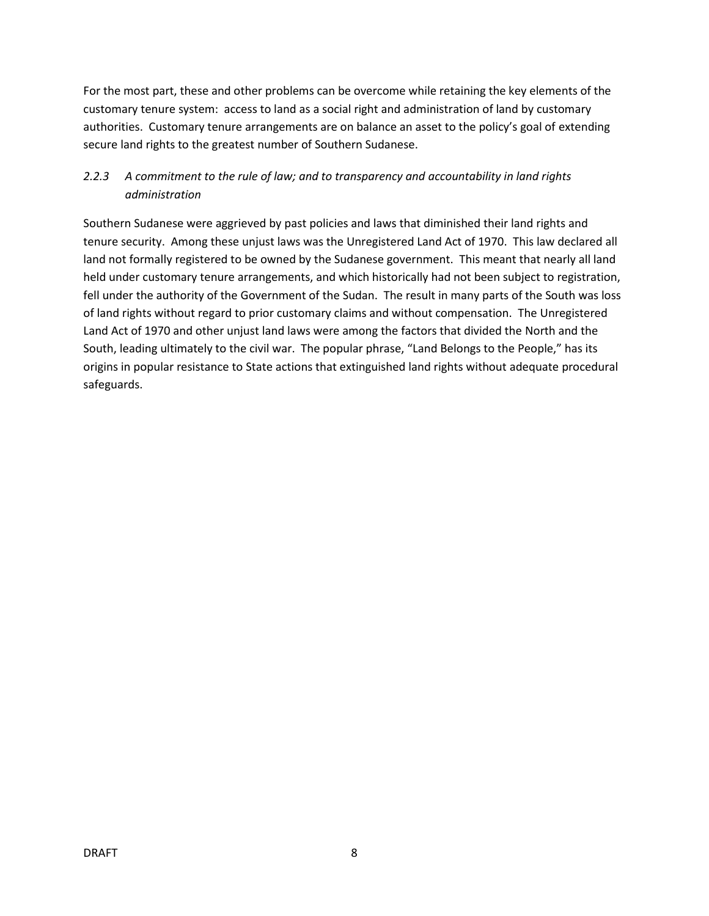For the most part, these and other problems can be overcome while retaining the key elements of the customary tenure system: access to land as a social right and administration of land by customary authorities. Customary tenure arrangements are on balance an asset to the policy's goal of extending secure land rights to the greatest number of Southern Sudanese.

### *2.2.3 A commitment to the rule of law; and to transparency and accountability in land rights administration*

Southern Sudanese were aggrieved by past policies and laws that diminished their land rights and tenure security. Among these unjust laws was the Unregistered Land Act of 1970. This law declared all land not formally registered to be owned by the Sudanese government. This meant that nearly all land held under customary tenure arrangements, and which historically had not been subject to registration, fell under the authority of the Government of the Sudan. The result in many parts of the South was loss of land rights without regard to prior customary claims and without compensation. The Unregistered Land Act of 1970 and other unjust land laws were among the factors that divided the North and the South, leading ultimately to the civil war. The popular phrase, "Land Belongs to the People," has its origins in popular resistance to State actions that extinguished land rights without adequate procedural safeguards.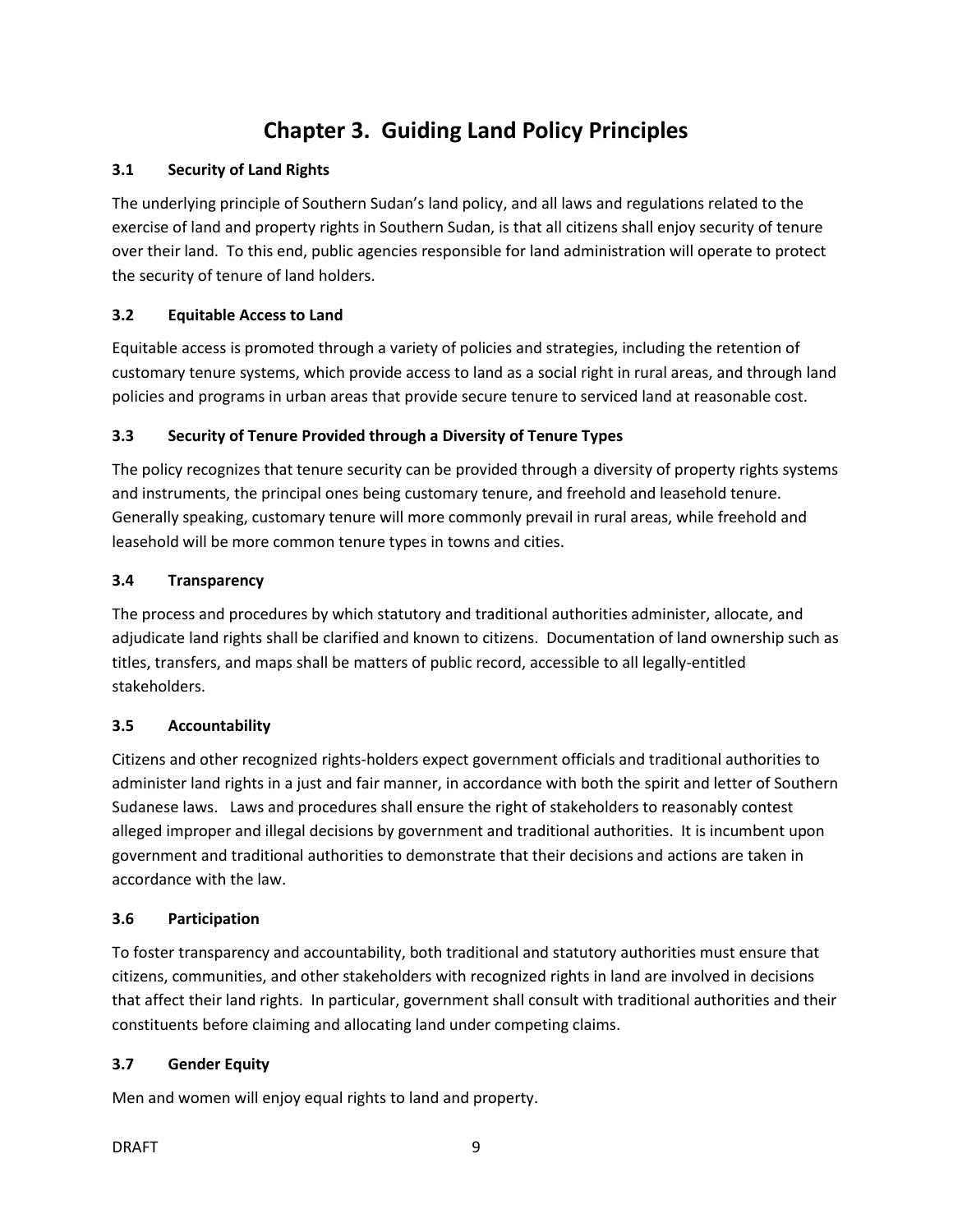# Chapter 3. Guiding Land Policy Principles

## 3.1 Security of Land Rights

The underlying principle of Southern Sudan's land policy, and all laws and regulations related to the exercise of land and property rights in Southern Sudan, is that all citizens shall enjoy security of tenure over their land. To this end, public agencies responsible for land administration will operate to protect the security of tenure of land holders.

## 3.2 Equitable Access to Land

Equitable access is promoted through a variety of policies and strategies, including the retention of customary tenure systems, which provide access to land as a social right in rural areas, and through land policies and programs in urban areas that provide secure tenure to serviced land at reasonable cost.

## 3.3 Security of Tenure Provided through a Diversity of Tenure Types

The policy recognizes that tenure security can be provided through a diversity of property rights systems and instruments, the principal ones being customary tenure, and freehold and leasehold tenure. Generally speaking, customary tenure will more commonly prevail in rural areas, while freehold and leasehold will be more common tenure types in towns and cities.

## 3.4 Transparency

The process and procedures by which statutory and traditional authorities administer, allocate, and adjudicate land rights shall be clarified and known to citizens. Documentation of land ownership such as titles, transfers, and maps shall be matters of public record, accessible to all legally-entitled stakeholders.

## 3.5 Accountability

Citizens and other recognized rights-holders expect government officials and traditional authorities to administer land rights in a just and fair manner, in accordance with both the spirit and letter of Southern Sudanese laws. Laws and procedures shall ensure the right of stakeholders to reasonably contest alleged improper and illegal decisions by government and traditional authorities. It is incumbent upon government and traditional authorities to demonstrate that their decisions and actions are taken in accordance with the law.

## 3.6 Participation

To foster transparency and accountability, both traditional and statutory authorities must ensure that citizens, communities, and other stakeholders with recognized rights in land are involved in decisions that affect their land rights. In particular, government shall consult with traditional authorities and their constituents before claiming and allocating land under competing claims.

## 3.7 Gender Equity

Men and women will enjoy equal rights to land and property.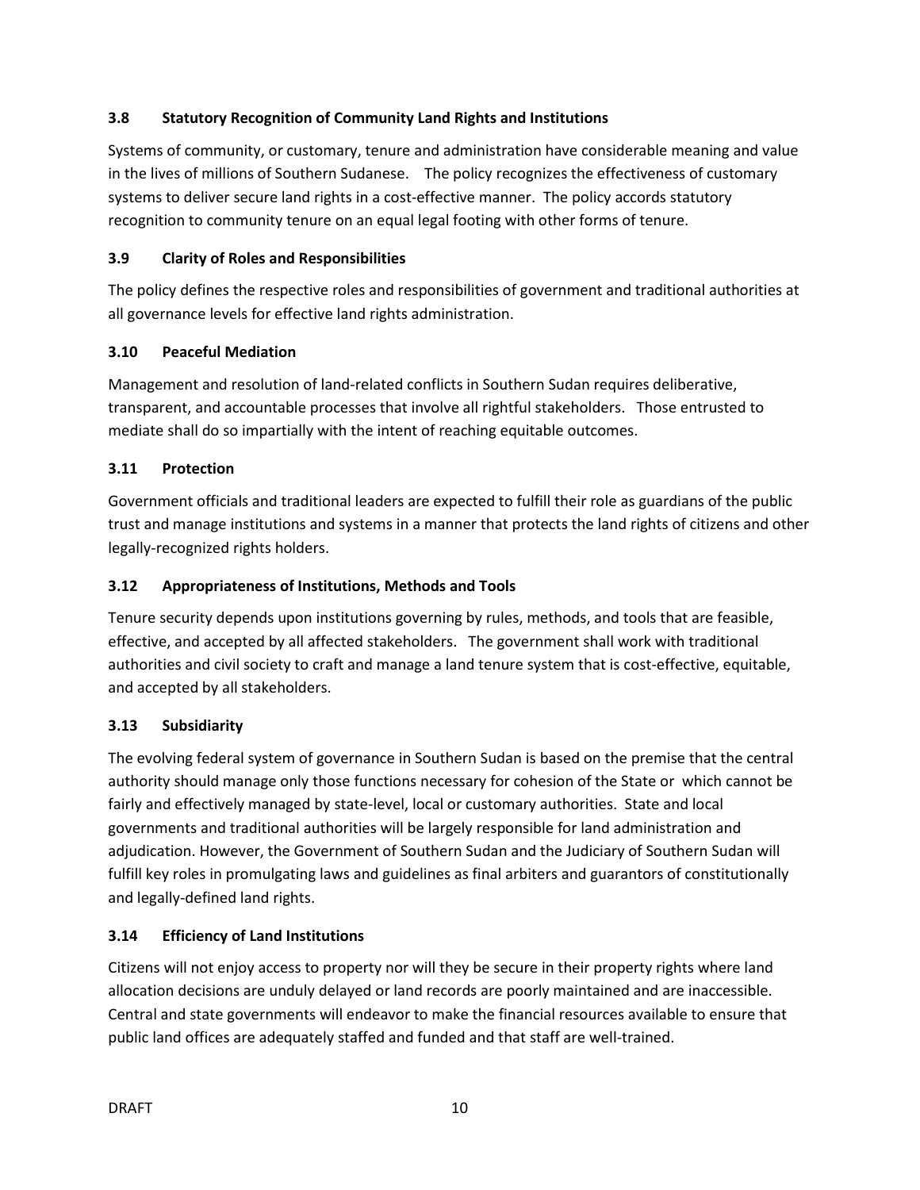### 3.8 Statutory Recognition of Community Land Rights and Institutions

Systems of community, or customary, tenure and administration have considerable meaning and value in the lives of millions of Southern Sudanese. The policy recognizes the effectiveness of customary systems to deliver secure land rights in a cost-effective manner. The policy accords statutory recognition to community tenure on an equal legal footing with other forms of tenure.

### 3.9 Clarity of Roles and Responsibilities

The policy defines the respective roles and responsibilities of government and traditional authorities at all governance levels for effective land rights administration.

### 3.10 Peaceful Mediation

Management and resolution of land-related conflicts in Southern Sudan requires deliberative, transparent, and accountable processes that involve all rightful stakeholders. Those entrusted to mediate shall do so impartially with the intent of reaching equitable outcomes.

### 3.11 Protection

Government officials and traditional leaders are expected to fulfill their role as guardians of the public trust and manage institutions and systems in a manner that protects the land rights of citizens and other legally-recognized rights holders.

### 3.12 Appropriateness of Institutions, Methods and Tools

Tenure security depends upon institutions governing by rules, methods, and tools that are feasible, effective, and accepted by all affected stakeholders. The government shall work with traditional authorities and civil society to craft and manage a land tenure system that is cost-effective, equitable, and accepted by all stakeholders.

### 3.13 Subsidiarity

The evolving federal system of governance in Southern Sudan is based on the premise that the central authority should manage only those functions necessary for cohesion of the State or which cannot be fairly and effectively managed by state-level, local or customary authorities. State and local governments and traditional authorities will be largely responsible for land administration and adjudication. However, the Government of Southern Sudan and the Judiciary of Southern Sudan will fulfill key roles in promulgating laws and guidelines as final arbiters and guarantors of constitutionally and legally-defined land rights.

### 3.14 Efficiency of Land Institutions

Citizens will not enjoy access to property nor will they be secure in their property rights where land allocation decisions are unduly delayed or land records are poorly maintained and are inaccessible. Central and state governments will endeavor to make the financial resources available to ensure that public land offices are adequately staffed and funded and that staff are well-trained.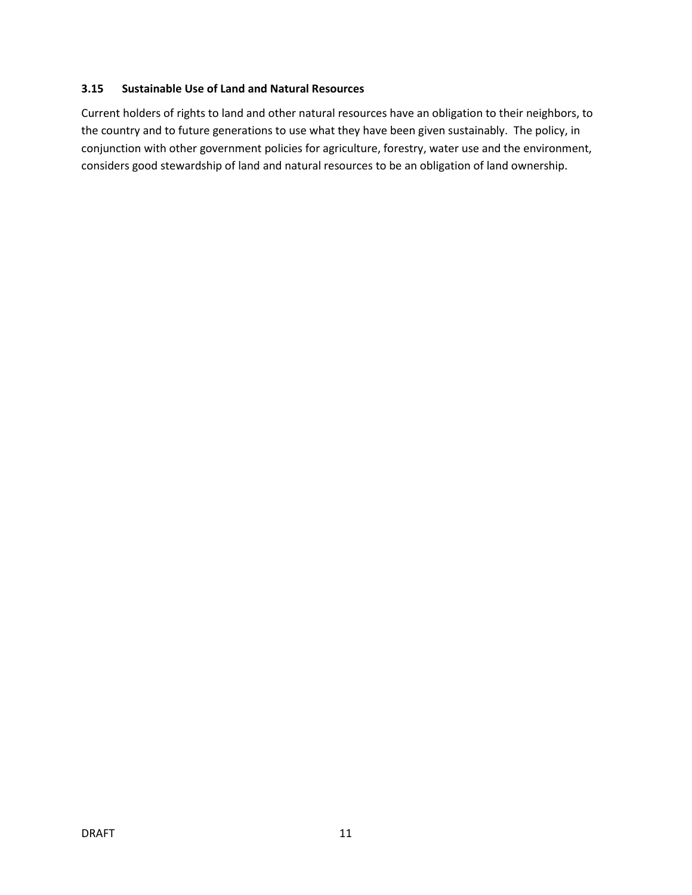### 3.15 Sustainable Use of Land and Natural Resources

Current holders of rights to land and other natural resources have an obligation to their neighbors, to the country and to future generations to use what they have been given sustainably. The policy, in conjunction with other government policies for agriculture, forestry, water use and the environment, considers good stewardship of land and natural resources to be an obligation of land ownership.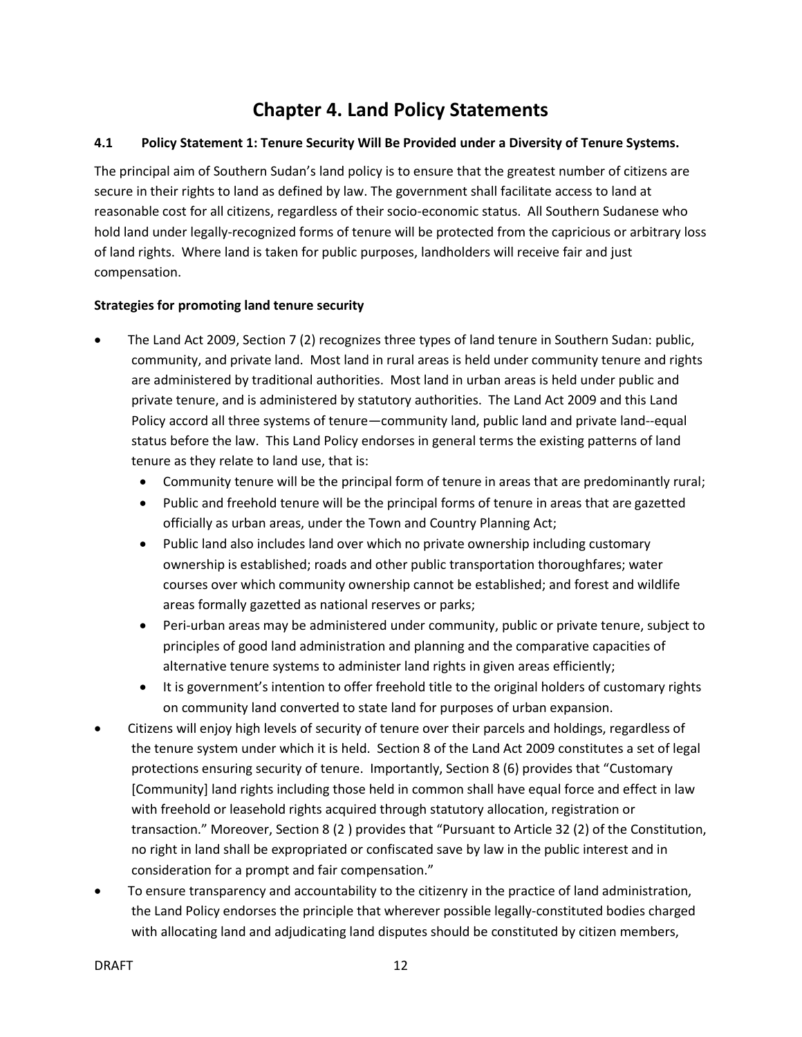# Chapter 4. Land Policy Statements

## 4.1 Policy Statement 1: Tenure Security Will Be Provided under a Diversity of Tenure Systems.

The principal aim of Southern Sudan's land policy is to ensure that the greatest number of citizens are secure in their rights to land as defined by law. The government shall facilitate access to land at reasonable cost for all citizens, regardless of their socio-economic status. All Southern Sudanese who hold land under legally-recognized forms of tenure will be protected from the capricious or arbitrary loss of land rights. Where land is taken for public purposes, landholders will receive fair and just compensation.

**Strategies for promoting land tenure security**

- The Land Act 2009, Section 7 (2) recognizes three types of land tenure in Southern Sudan: public, community, and private land. Most land in rural areas is held under community tenure and rights are administered by traditional authorities. Most land in urban areas is held under public and private tenure, and is administered by statutory authorities. The Land Act 2009 and this Land Policy accord all three systems of tenure—community land, public land and private land--equal status before the law. This Land Policy endorses in general terms the existing patterns of land tenure as they relate to land use, that is:
  - Community tenure will be the principal form of tenure in areas that are predominantly rural;
  - Public and freehold tenure will be the principal forms of tenure in areas that are gazetted officially as urban areas, under the Town and Country Planning Act;
  - Public land also includes land over which no private ownership including customary ownership is established; roads and other public transportation thoroughfares; water courses over which community ownership cannot be established; and forest and wildlife areas formally gazetted as national reserves or parks;
  - Peri-urban areas may be administered under community, public or private tenure, subject to principles of good land administration and planning and the comparative capacities of alternative tenure systems to administer land rights in given areas efficiently;
  - It is government's intention to offer freehold title to the original holders of customary rights on community land converted to state land for purposes of urban expansion.
- Citizens will enjoy high levels of security of tenure over their parcels and holdings, regardless of the tenure system under which it is held. Section 8 of the Land Act 2009 constitutes a set of legal protections ensuring security of tenure. Importantly, Section 8 (6) provides that "Customary [Community] land rights including those held in common shall have equal force and effect in law with freehold or leasehold rights acquired through statutory allocation, registration or transaction." Moreover, Section 8 (2 ) provides that "Pursuant to Article 32 (2) of the Constitution, no right in land shall be expropriated or confiscated save by law in the public interest and in consideration for a prompt and fair compensation."
- To ensure transparency and accountability to the citizenry in the practice of land administration, the Land Policy endorses the principle that wherever possible legally-constituted bodies charged with allocating land and adjudicating land disputes should be constituted by citizen members,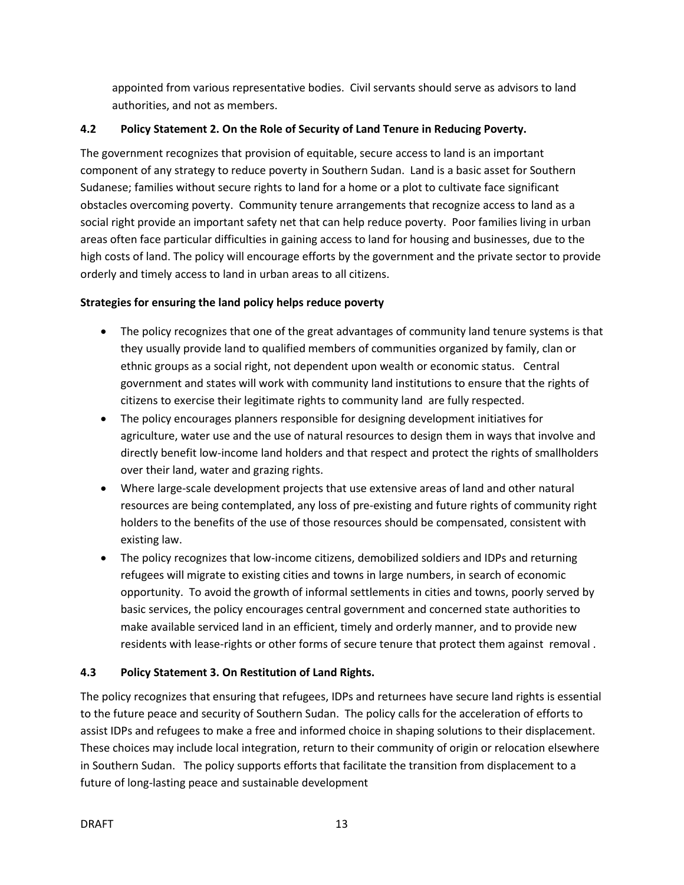appointed from various representative bodies. Civil servants should serve as advisors to land authorities, and not as members.

### 4.2 Policy Statement 2. On the Role of Security of Land Tenure in Reducing Poverty.

The government recognizes that provision of equitable, secure access to land is an important component of any strategy to reduce poverty in Southern Sudan. Land is a basic asset for Southern Sudanese; families without secure rights to land for a home or a plot to cultivate face significant obstacles overcoming poverty. Community tenure arrangements that recognize access to land as a social right provide an important safety net that can help reduce poverty. Poor families living in urban areas often face particular difficulties in gaining access to land for housing and businesses, due to the high costs of land. The policy will encourage efforts by the government and the private sector to provide orderly and timely access to land in urban areas to all citizens.

**Strategies for ensuring the land policy helps reduce poverty**

- The policy recognizes that one of the great advantages of community land tenure systems is that they usually provide land to qualified members of communities organized by family, clan or ethnic groups as a social right, not dependent upon wealth or economic status. Central government and states will work with community land institutions to ensure that the rights of citizens to exercise their legitimate rights to community land are fully respected.
- The policy encourages planners responsible for designing development initiatives for agriculture, water use and the use of natural resources to design them in ways that involve and directly benefit low-income land holders and that respect and protect the rights of smallholders over their land, water and grazing rights.
- Where large-scale development projects that use extensive areas of land and other natural resources are being contemplated, any loss of pre-existing and future rights of community right holders to the benefits of the use of those resources should be compensated, consistent with existing law.
- The policy recognizes that low-income citizens, demobilized soldiers and IDPs and returning refugees will migrate to existing cities and towns in large numbers, in search of economic opportunity. To avoid the growth of informal settlements in cities and towns, poorly served by basic services, the policy encourages central government and concerned state authorities to make available serviced land in an efficient, timely and orderly manner, and to provide new residents with lease-rights or other forms of secure tenure that protect them against removal .

### 4.3 Policy Statement 3. On Restitution of Land Rights.

The policy recognizes that ensuring that refugees, IDPs and returnees have secure land rights is essential to the future peace and security of Southern Sudan. The policy calls for the acceleration of efforts to assist IDPs and refugees to make a free and informed choice in shaping solutions to their displacement. These choices may include local integration, return to their community of origin or relocation elsewhere in Southern Sudan. The policy supports efforts that facilitate the transition from displacement to a future of long-lasting peace and sustainable development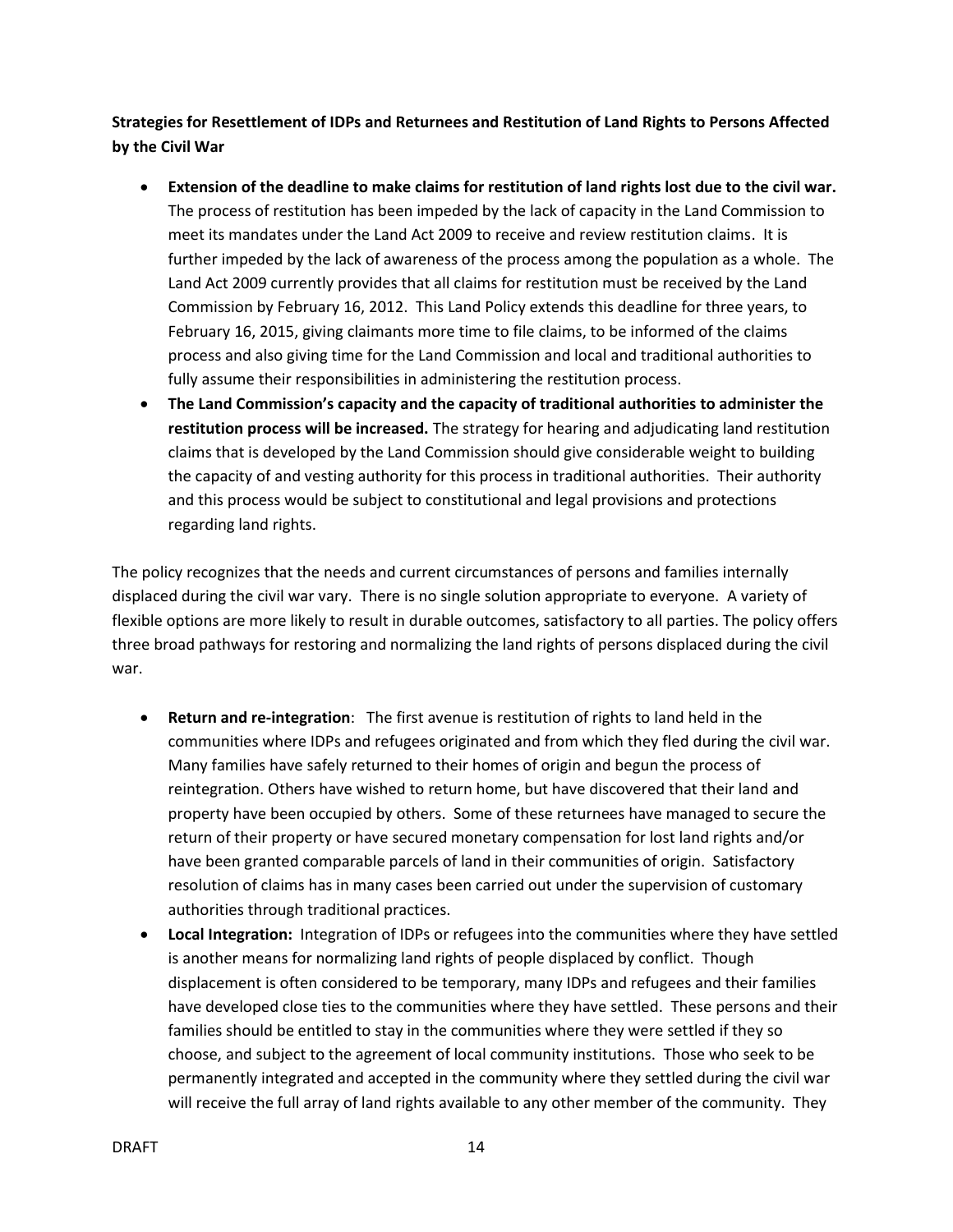**Strategies for Resettlement of IDPs and Returnees and Restitution of Land Rights to Persons Affected by the Civil War**

- **Extension of the deadline to make claims for restitution of land rights lost due to the civil war.** The process of restitution has been impeded by the lack of capacity in the Land Commission to meet its mandates under the Land Act 2009 to receive and review restitution claims. It is further impeded by the lack of awareness of the process among the population as a whole. The Land Act 2009 currently provides that all claims for restitution must be received by the Land Commission by February 16, 2012. This Land Policy extends this deadline for three years, to February 16, 2015, giving claimants more time to file claims, to be informed of the claims process and also giving time for the Land Commission and local and traditional authorities to fully assume their responsibilities in administering the restitution process.
- **The Land Commission's capacity and the capacity of traditional authorities to administer the restitution process will be increased.** The strategy for hearing and adjudicating land restitution claims that is developed by the Land Commission should give considerable weight to building the capacity of and vesting authority for this process in traditional authorities. Their authority and this process would be subject to constitutional and legal provisions and protections regarding land rights.

The policy recognizes that the needs and current circumstances of persons and families internally displaced during the civil war vary. There is no single solution appropriate to everyone. A variety of flexible options are more likely to result in durable outcomes, satisfactory to all parties. The policy offers three broad pathways for restoring and normalizing the land rights of persons displaced during the civil war.

- **Return and re-integration**: The first avenue is restitution of rights to land held in the communities where IDPs and refugees originated and from which they fled during the civil war. Many families have safely returned to their homes of origin and begun the process of reintegration. Others have wished to return home, but have discovered that their land and property have been occupied by others. Some of these returnees have managed to secure the return of their property or have secured monetary compensation for lost land rights and/or have been granted comparable parcels of land in their communities of origin. Satisfactory resolution of claims has in many cases been carried out under the supervision of customary authorities through traditional practices.
- **Local Integration:** Integration of IDPs or refugees into the communities where they have settled is another means for normalizing land rights of people displaced by conflict. Though displacement is often considered to be temporary, many IDPs and refugees and their families have developed close ties to the communities where they have settled. These persons and their families should be entitled to stay in the communities where they were settled if they so choose, and subject to the agreement of local community institutions. Those who seek to be permanently integrated and accepted in the community where they settled during the civil war will receive the full array of land rights available to any other member of the community. They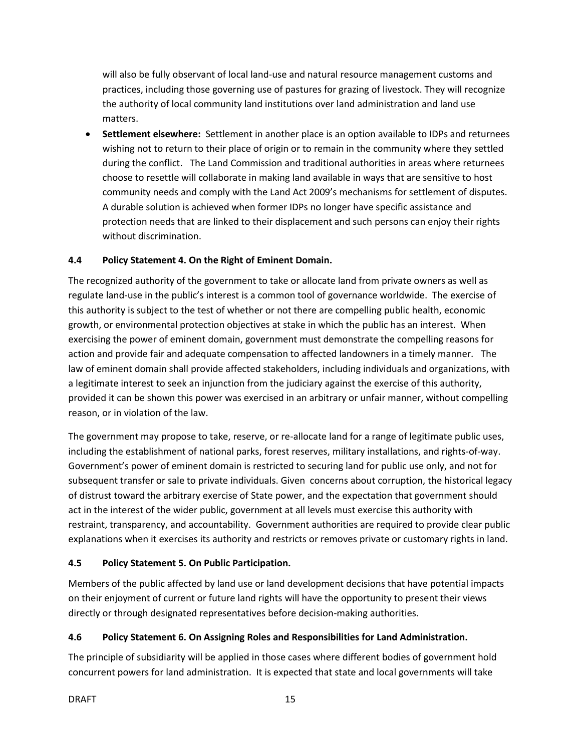will also be fully observant of local land-use and natural resource management customs and practices, including those governing use of pastures for grazing of livestock. They will recognize the authority of local community land institutions over land administration and land use matters.

- **Settlement elsewhere:** Settlement in another place is an option available to IDPs and returnees wishing not to return to their place of origin or to remain in the community where they settled during the conflict. The Land Commission and traditional authorities in areas where returnees choose to resettle will collaborate in making land available in ways that are sensitive to host community needs and comply with the Land Act 2009's mechanisms for settlement of disputes. A durable solution is achieved when former IDPs no longer have specific assistance and protection needs that are linked to their displacement and such persons can enjoy their rights without discrimination.

### 4.4 Policy Statement 4. On the Right of Eminent Domain.

The recognized authority of the government to take or allocate land from private owners as well as regulate land-use in the public's interest is a common tool of governance worldwide. The exercise of this authority is subject to the test of whether or not there are compelling public health, economic growth, or environmental protection objectives at stake in which the public has an interest. When exercising the power of eminent domain, government must demonstrate the compelling reasons for action and provide fair and adequate compensation to affected landowners in a timely manner. The law of eminent domain shall provide affected stakeholders, including individuals and organizations, with a legitimate interest to seek an injunction from the judiciary against the exercise of this authority, provided it can be shown this power was exercised in an arbitrary or unfair manner, without compelling reason, or in violation of the law.

The government may propose to take, reserve, or re-allocate land for a range of legitimate public uses, including the establishment of national parks, forest reserves, military installations, and rights-of-way. Government's power of eminent domain is restricted to securing land for public use only, and not for subsequent transfer or sale to private individuals. Given concerns about corruption, the historical legacy of distrust toward the arbitrary exercise of State power, and the expectation that government should act in the interest of the wider public, government at all levels must exercise this authority with restraint, transparency, and accountability. Government authorities are required to provide clear public explanations when it exercises its authority and restricts or removes private or customary rights in land.

### 4.5 Policy Statement 5. On Public Participation.

Members of the public affected by land use or land development decisions that have potential impacts on their enjoyment of current or future land rights will have the opportunity to present their views directly or through designated representatives before decision-making authorities.

### 4.6 Policy Statement 6. On Assigning Roles and Responsibilities for Land Administration.

The principle of subsidiarity will be applied in those cases where different bodies of government hold concurrent powers for land administration. It is expected that state and local governments will take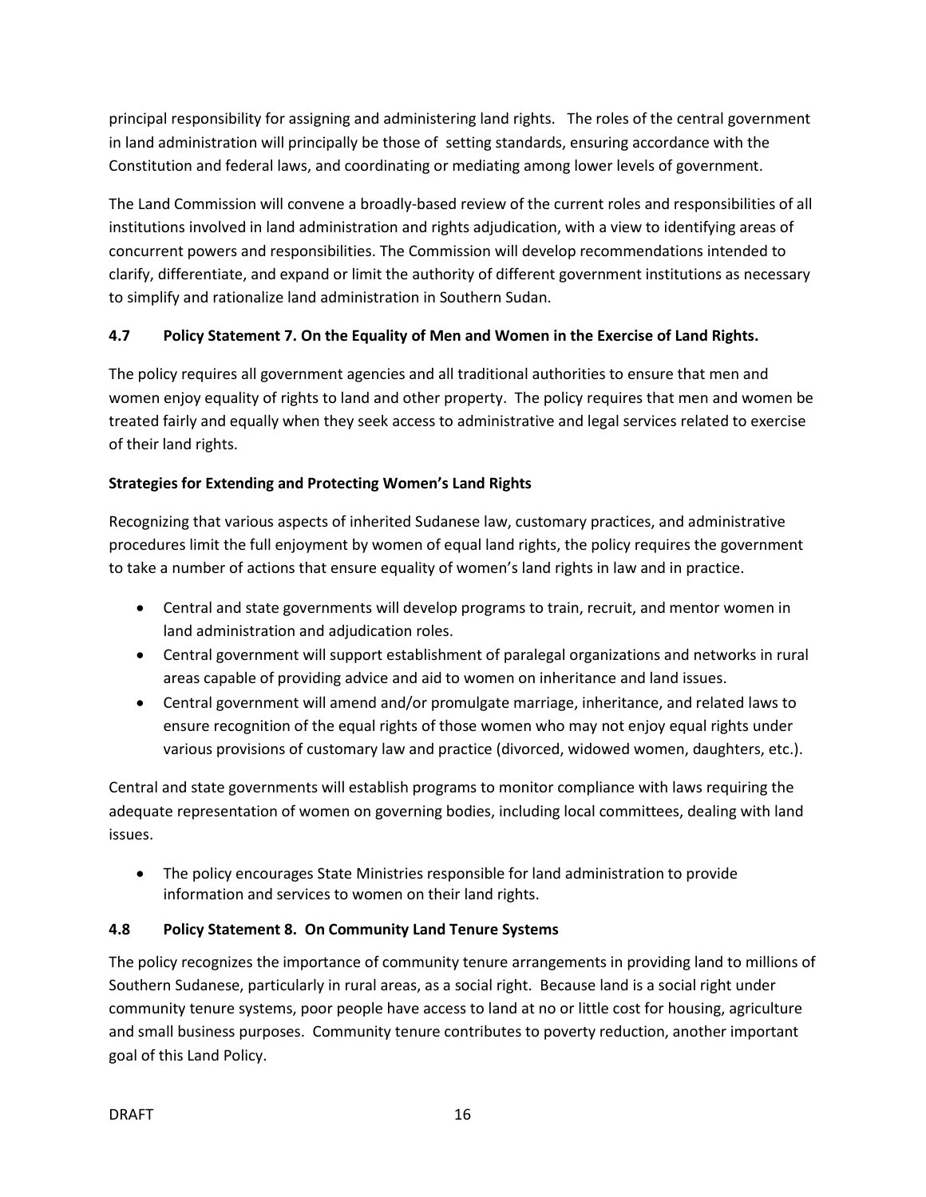principal responsibility for assigning and administering land rights. The roles of the central government in land administration will principally be those of setting standards, ensuring accordance with the Constitution and federal laws, and coordinating or mediating among lower levels of government.

The Land Commission will convene a broadly-based review of the current roles and responsibilities of all institutions involved in land administration and rights adjudication, with a view to identifying areas of concurrent powers and responsibilities. The Commission will develop recommendations intended to clarify, differentiate, and expand or limit the authority of different government institutions as necessary to simplify and rationalize land administration in Southern Sudan.

### 4.7 Policy Statement 7. On the Equality of Men and Women in the Exercise of Land Rights.

The policy requires all government agencies and all traditional authorities to ensure that men and women enjoy equality of rights to land and other property. The policy requires that men and women be treated fairly and equally when they seek access to administrative and legal services related to exercise of their land rights.

**Strategies for Extending and Protecting Women's Land Rights**

Recognizing that various aspects of inherited Sudanese law, customary practices, and administrative procedures limit the full enjoyment by women of equal land rights, the policy requires the government to take a number of actions that ensure equality of women's land rights in law and in practice.

- Central and state governments will develop programs to train, recruit, and mentor women in land administration and adjudication roles.
- Central government will support establishment of paralegal organizations and networks in rural areas capable of providing advice and aid to women on inheritance and land issues.
- Central government will amend and/or promulgate marriage, inheritance, and related laws to ensure recognition of the equal rights of those women who may not enjoy equal rights under various provisions of customary law and practice (divorced, widowed women, daughters, etc.).

Central and state governments will establish programs to monitor compliance with laws requiring the adequate representation of women on governing bodies, including local committees, dealing with land issues.

- The policy encourages State Ministries responsible for land administration to provide information and services to women on their land rights.

### 4.8 Policy Statement 8. On Community Land Tenure Systems

The policy recognizes the importance of community tenure arrangements in providing land to millions of Southern Sudanese, particularly in rural areas, as a social right. Because land is a social right under community tenure systems, poor people have access to land at no or little cost for housing, agriculture and small business purposes. Community tenure contributes to poverty reduction, another important goal of this Land Policy.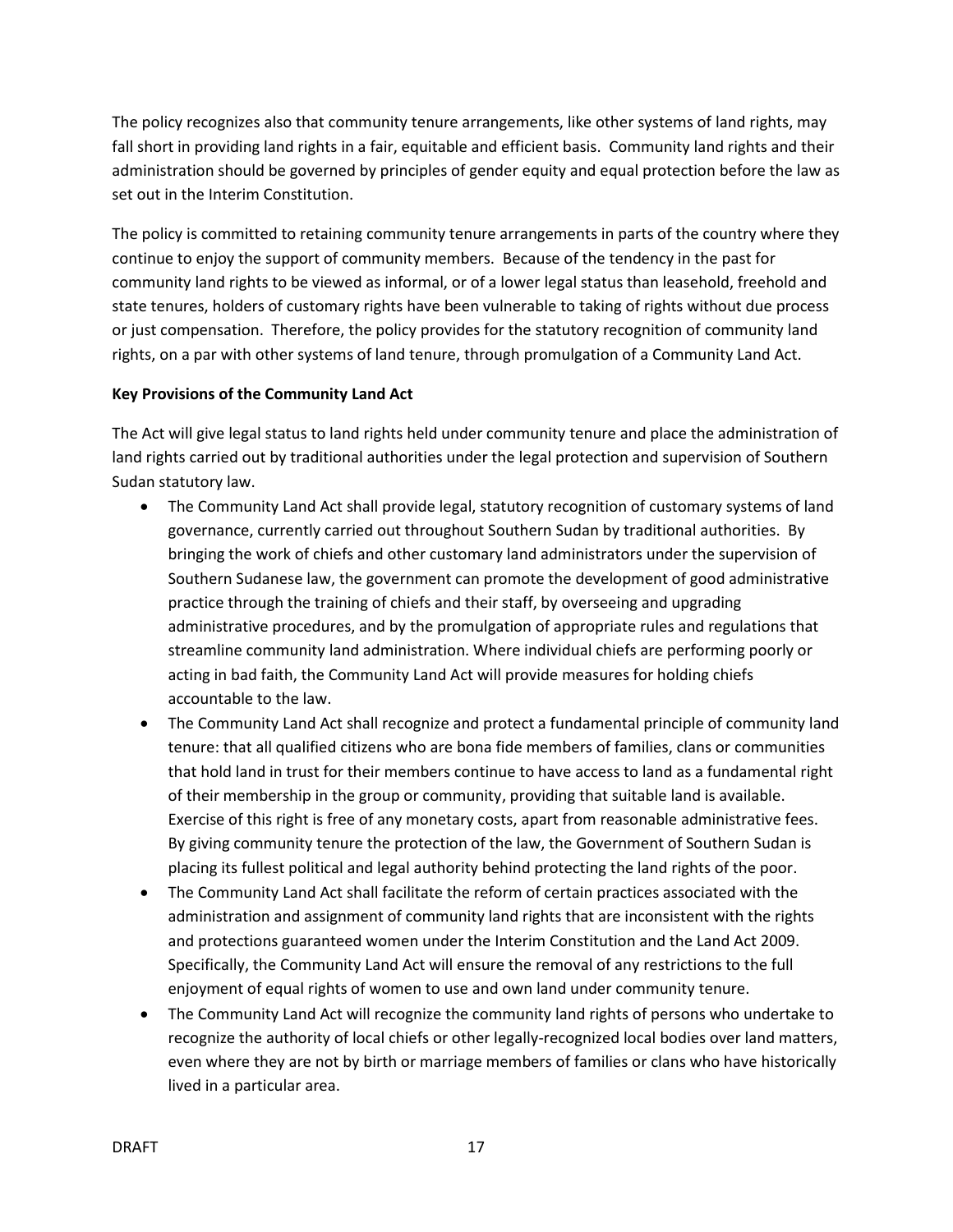The policy recognizes also that community tenure arrangements, like other systems of land rights, may fall short in providing land rights in a fair, equitable and efficient basis. Community land rights and their administration should be governed by principles of gender equity and equal protection before the law as set out in the Interim Constitution.

The policy is committed to retaining community tenure arrangements in parts of the country where they continue to enjoy the support of community members. Because of the tendency in the past for community land rights to be viewed as informal, or of a lower legal status than leasehold, freehold and state tenures, holders of customary rights have been vulnerable to taking of rights without due process or just compensation. Therefore, the policy provides for the statutory recognition of community land rights, on a par with other systems of land tenure, through promulgation of a Community Land Act.

**Key Provisions of the Community Land Act**

The Act will give legal status to land rights held under community tenure and place the administration of land rights carried out by traditional authorities under the legal protection and supervision of Southern Sudan statutory law.

- The Community Land Act shall provide legal, statutory recognition of customary systems of land governance, currently carried out throughout Southern Sudan by traditional authorities. By bringing the work of chiefs and other customary land administrators under the supervision of Southern Sudanese law, the government can promote the development of good administrative practice through the training of chiefs and their staff, by overseeing and upgrading administrative procedures, and by the promulgation of appropriate rules and regulations that streamline community land administration. Where individual chiefs are performing poorly or acting in bad faith, the Community Land Act will provide measures for holding chiefs accountable to the law.
- The Community Land Act shall recognize and protect a fundamental principle of community land tenure: that all qualified citizens who are bona fide members of families, clans or communities that hold land in trust for their members continue to have access to land as a fundamental right of their membership in the group or community, providing that suitable land is available. Exercise of this right is free of any monetary costs, apart from reasonable administrative fees. By giving community tenure the protection of the law, the Government of Southern Sudan is placing its fullest political and legal authority behind protecting the land rights of the poor.
- The Community Land Act shall facilitate the reform of certain practices associated with the administration and assignment of community land rights that are inconsistent with the rights and protections guaranteed women under the Interim Constitution and the Land Act 2009. Specifically, the Community Land Act will ensure the removal of any restrictions to the full enjoyment of equal rights of women to use and own land under community tenure.
- The Community Land Act will recognize the community land rights of persons who undertake to recognize the authority of local chiefs or other legally-recognized local bodies over land matters, even where they are not by birth or marriage members of families or clans who have historically lived in a particular area.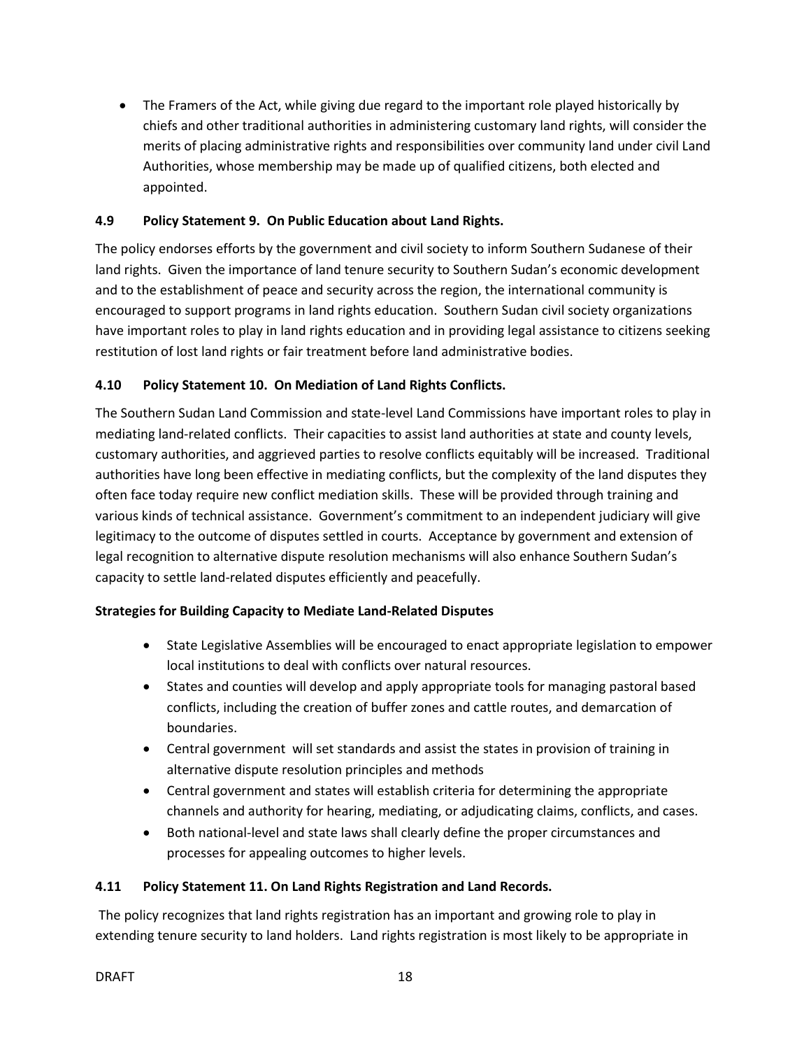- The Framers of the Act, while giving due regard to the important role played historically by chiefs and other traditional authorities in administering customary land rights, will consider the merits of placing administrative rights and responsibilities over community land under civil Land Authorities, whose membership may be made up of qualified citizens, both elected and appointed.

### 4.9 Policy Statement 9. On Public Education about Land Rights.

The policy endorses efforts by the government and civil society to inform Southern Sudanese of their land rights. Given the importance of land tenure security to Southern Sudan's economic development and to the establishment of peace and security across the region, the international community is encouraged to support programs in land rights education. Southern Sudan civil society organizations have important roles to play in land rights education and in providing legal assistance to citizens seeking restitution of lost land rights or fair treatment before land administrative bodies.

### 4.10 Policy Statement 10. On Mediation of Land Rights Conflicts.

The Southern Sudan Land Commission and state-level Land Commissions have important roles to play in mediating land-related conflicts. Their capacities to assist land authorities at state and county levels, customary authorities, and aggrieved parties to resolve conflicts equitably will be increased. Traditional authorities have long been effective in mediating conflicts, but the complexity of the land disputes they often face today require new conflict mediation skills. These will be provided through training and various kinds of technical assistance. Government's commitment to an independent judiciary will give legitimacy to the outcome of disputes settled in courts. Acceptance by government and extension of legal recognition to alternative dispute resolution mechanisms will also enhance Southern Sudan's capacity to settle land-related disputes efficiently and peacefully.

**Strategies for Building Capacity to Mediate Land-Related Disputes**

- State Legislative Assemblies will be encouraged to enact appropriate legislation to empower local institutions to deal with conflicts over natural resources.
- States and counties will develop and apply appropriate tools for managing pastoral based conflicts, including the creation of buffer zones and cattle routes, and demarcation of boundaries.
- Central government will set standards and assist the states in provision of training in alternative dispute resolution principles and methods
- Central government and states will establish criteria for determining the appropriate channels and authority for hearing, mediating, or adjudicating claims, conflicts, and cases.
- Both national-level and state laws shall clearly define the proper circumstances and processes for appealing outcomes to higher levels.

### 4.11 Policy Statement 11. On Land Rights Registration and Land Records.

The policy recognizes that land rights registration has an important and growing role to play in extending tenure security to land holders. Land rights registration is most likely to be appropriate in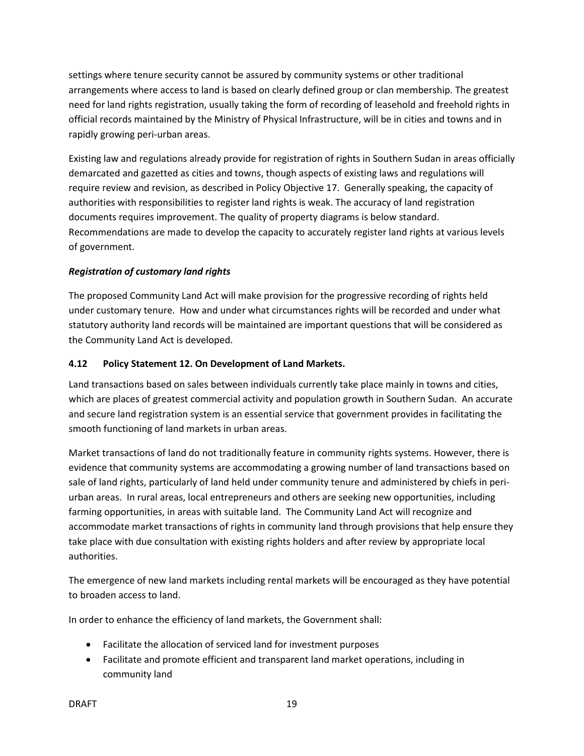settings where tenure security cannot be assured by community systems or other traditional arrangements where access to land is based on clearly defined group or clan membership. The greatest need for land rights registration, usually taking the form of recording of leasehold and freehold rights in official records maintained by the Ministry of Physical Infrastructure, will be in cities and towns and in rapidly growing peri-urban areas.

Existing law and regulations already provide for registration of rights in Southern Sudan in areas officially demarcated and gazetted as cities and towns, though aspects of existing laws and regulations will require review and revision, as described in Policy Objective 17. Generally speaking, the capacity of authorities with responsibilities to register land rights is weak. The accuracy of land registration documents requires improvement. The quality of property diagrams is below standard. Recommendations are made to develop the capacity to accurately register land rights at various levels of government.

***Registration of customary land rights***

The proposed Community Land Act will make provision for the progressive recording of rights held under customary tenure. How and under what circumstances rights will be recorded and under what statutory authority land records will be maintained are important questions that will be considered as the Community Land Act is developed.

### 4.12 Policy Statement 12. On Development of Land Markets.

Land transactions based on sales between individuals currently take place mainly in towns and cities, which are places of greatest commercial activity and population growth in Southern Sudan. An accurate and secure land registration system is an essential service that government provides in facilitating the smooth functioning of land markets in urban areas.

Market transactions of land do not traditionally feature in community rights systems. However, there is evidence that community systems are accommodating a growing number of land transactions based on sale of land rights, particularly of land held under community tenure and administered by chiefs in peri-urban areas. In rural areas, local entrepreneurs and others are seeking new opportunities, including farming opportunities, in areas with suitable land. The Community Land Act will recognize and accommodate market transactions of rights in community land through provisions that help ensure they take place with due consultation with existing rights holders and after review by appropriate local authorities.

The emergence of new land markets including rental markets will be encouraged as they have potential to broaden access to land.

In order to enhance the efficiency of land markets, the Government shall:

- Facilitate the allocation of serviced land for investment purposes
- Facilitate and promote efficient and transparent land market operations, including in community land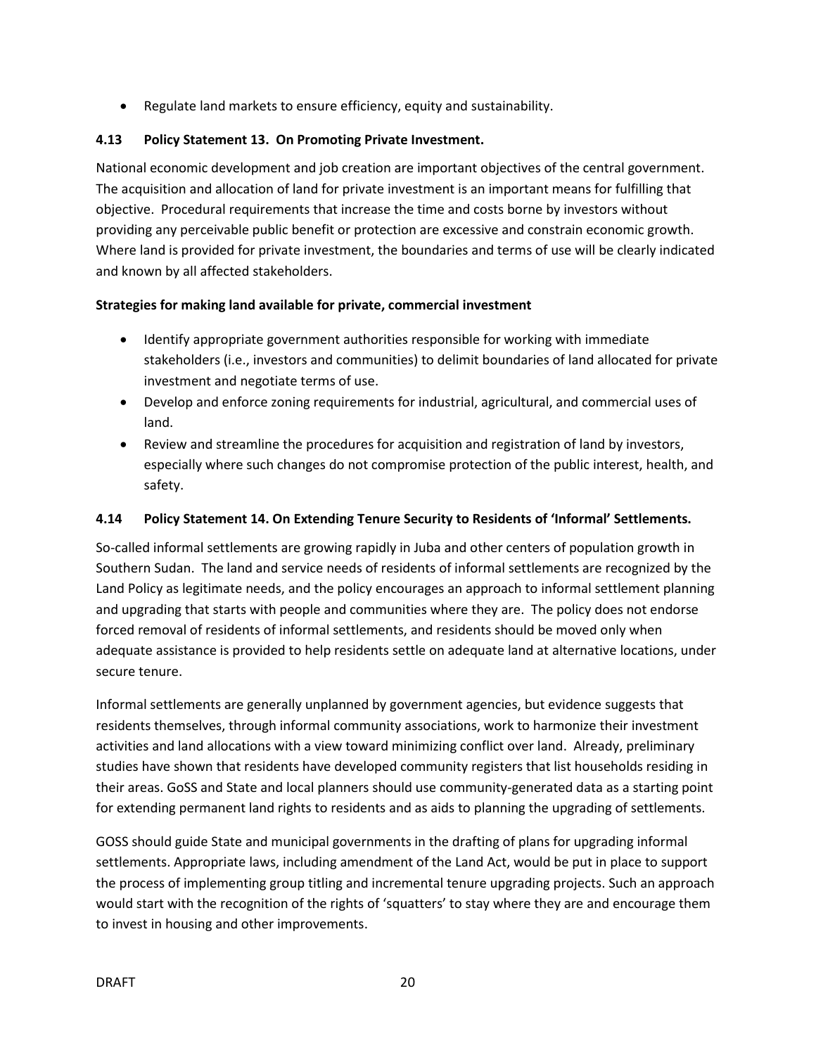- Regulate land markets to ensure efficiency, equity and sustainability.

### 4.13 Policy Statement 13. On Promoting Private Investment.

National economic development and job creation are important objectives of the central government. The acquisition and allocation of land for private investment is an important means for fulfilling that objective. Procedural requirements that increase the time and costs borne by investors without providing any perceivable public benefit or protection are excessive and constrain economic growth. Where land is provided for private investment, the boundaries and terms of use will be clearly indicated and known by all affected stakeholders.

**Strategies for making land available for private, commercial investment**

- Identify appropriate government authorities responsible for working with immediate stakeholders (i.e., investors and communities) to delimit boundaries of land allocated for private investment and negotiate terms of use.
- Develop and enforce zoning requirements for industrial, agricultural, and commercial uses of land.
- Review and streamline the procedures for acquisition and registration of land by investors, especially where such changes do not compromise protection of the public interest, health, and safety.

### 4.14 Policy Statement 14. On Extending Tenure Security to Residents of 'Informal' Settlements.

So-called informal settlements are growing rapidly in Juba and other centers of population growth in Southern Sudan. The land and service needs of residents of informal settlements are recognized by the Land Policy as legitimate needs, and the policy encourages an approach to informal settlement planning and upgrading that starts with people and communities where they are. The policy does not endorse forced removal of residents of informal settlements, and residents should be moved only when adequate assistance is provided to help residents settle on adequate land at alternative locations, under secure tenure.

Informal settlements are generally unplanned by government agencies, but evidence suggests that residents themselves, through informal community associations, work to harmonize their investment activities and land allocations with a view toward minimizing conflict over land. Already, preliminary studies have shown that residents have developed community registers that list households residing in their areas. GoSS and State and local planners should use community-generated data as a starting point for extending permanent land rights to residents and as aids to planning the upgrading of settlements.

GOSS should guide State and municipal governments in the drafting of plans for upgrading informal settlements. Appropriate laws, including amendment of the Land Act, would be put in place to support the process of implementing group titling and incremental tenure upgrading projects. Such an approach would start with the recognition of the rights of 'squatters' to stay where they are and encourage them to invest in housing and other improvements.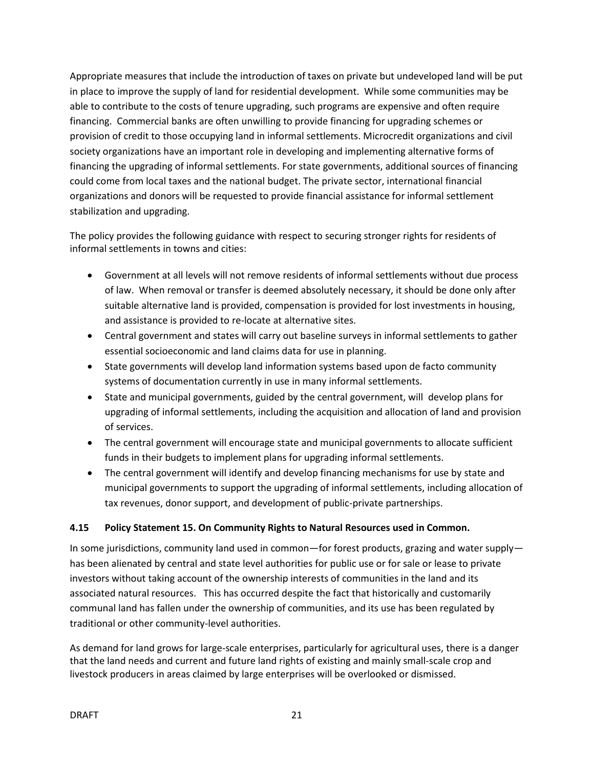Appropriate measures that include the introduction of taxes on private but undeveloped land will be put in place to improve the supply of land for residential development. While some communities may be able to contribute to the costs of tenure upgrading, such programs are expensive and often require financing. Commercial banks are often unwilling to provide financing for upgrading schemes or provision of credit to those occupying land in informal settlements. Microcredit organizations and civil society organizations have an important role in developing and implementing alternative forms of financing the upgrading of informal settlements. For state governments, additional sources of financing could come from local taxes and the national budget. The private sector, international financial organizations and donors will be requested to provide financial assistance for informal settlement stabilization and upgrading.

The policy provides the following guidance with respect to securing stronger rights for residents of informal settlements in towns and cities:

- Government at all levels will not remove residents of informal settlements without due process of law. When removal or transfer is deemed absolutely necessary, it should be done only after suitable alternative land is provided, compensation is provided for lost investments in housing, and assistance is provided to re-locate at alternative sites.
- Central government and states will carry out baseline surveys in informal settlements to gather essential socioeconomic and land claims data for use in planning.
- State governments will develop land information systems based upon de facto community systems of documentation currently in use in many informal settlements.
- State and municipal governments, guided by the central government, will develop plans for upgrading of informal settlements, including the acquisition and allocation of land and provision of services.
- The central government will encourage state and municipal governments to allocate sufficient funds in their budgets to implement plans for upgrading informal settlements.
- The central government will identify and develop financing mechanisms for use by state and municipal governments to support the upgrading of informal settlements, including allocation of tax revenues, donor support, and development of public-private partnerships.

### 4.15 Policy Statement 15. On Community Rights to Natural Resources used in Common.

In some jurisdictions, community land used in common—for forest products, grazing and water supply—has been alienated by central and state level authorities for public use or for sale or lease to private investors without taking account of the ownership interests of communities in the land and its associated natural resources. This has occurred despite the fact that historically and customarily communal land has fallen under the ownership of communities, and its use has been regulated by traditional or other community-level authorities.

As demand for land grows for large-scale enterprises, particularly for agricultural uses, there is a danger that the land needs and current and future land rights of existing and mainly small-scale crop and livestock producers in areas claimed by large enterprises will be overlooked or dismissed.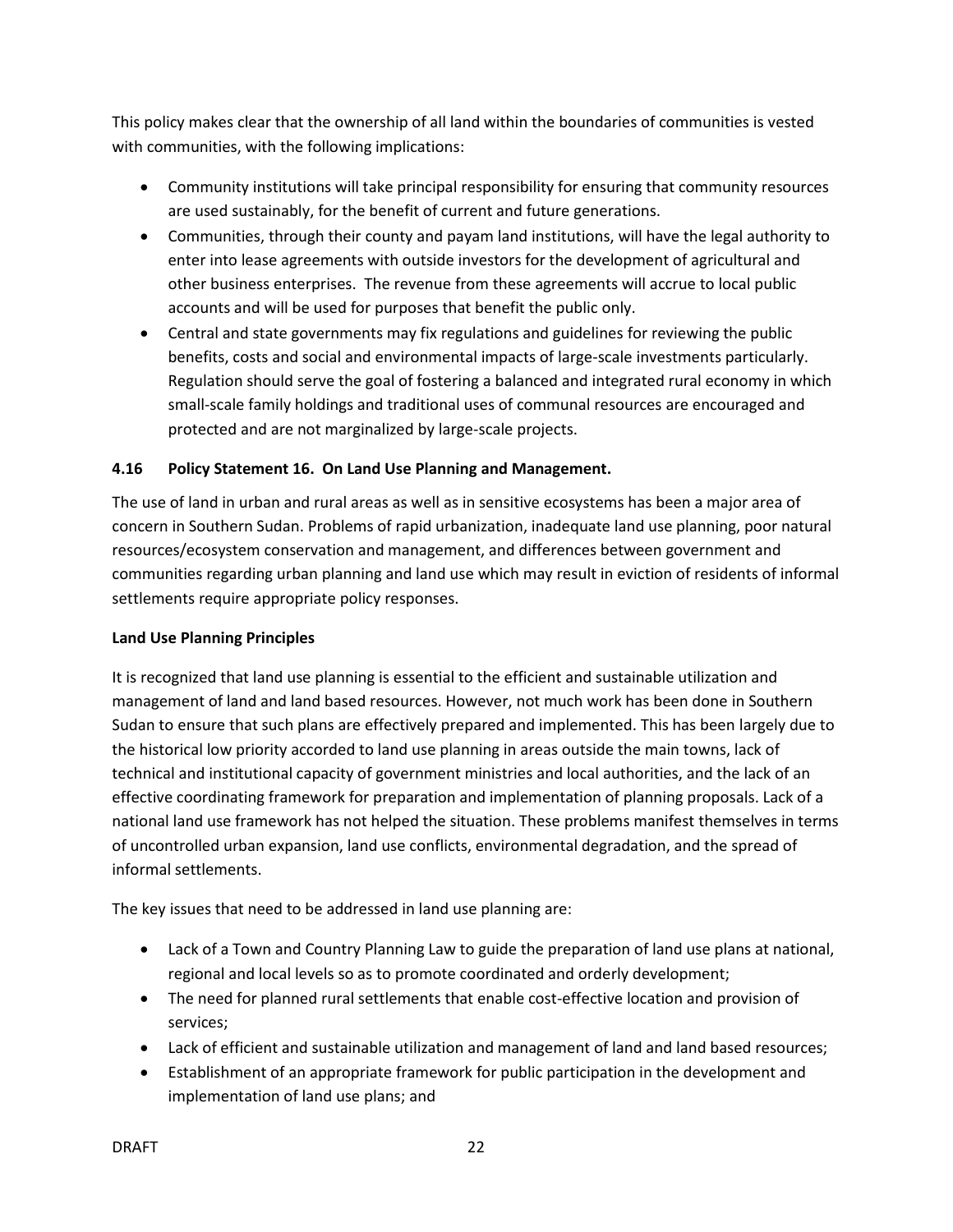This policy makes clear that the ownership of all land within the boundaries of communities is vested with communities, with the following implications:

- Community institutions will take principal responsibility for ensuring that community resources are used sustainably, for the benefit of current and future generations.
- Communities, through their county and payam land institutions, will have the legal authority to enter into lease agreements with outside investors for the development of agricultural and other business enterprises. The revenue from these agreements will accrue to local public accounts and will be used for purposes that benefit the public only.
- Central and state governments may fix regulations and guidelines for reviewing the public benefits, costs and social and environmental impacts of large-scale investments particularly. Regulation should serve the goal of fostering a balanced and integrated rural economy in which small-scale family holdings and traditional uses of communal resources are encouraged and protected and are not marginalized by large-scale projects.

### 4.16 Policy Statement 16. On Land Use Planning and Management.

The use of land in urban and rural areas as well as in sensitive ecosystems has been a major area of concern in Southern Sudan. Problems of rapid urbanization, inadequate land use planning, poor natural resources/ecosystem conservation and management, and differences between government and communities regarding urban planning and land use which may result in eviction of residents of informal settlements require appropriate policy responses.

**Land Use Planning Principles**

It is recognized that land use planning is essential to the efficient and sustainable utilization and management of land and land based resources. However, not much work has been done in Southern Sudan to ensure that such plans are effectively prepared and implemented. This has been largely due to the historical low priority accorded to land use planning in areas outside the main towns, lack of technical and institutional capacity of government ministries and local authorities, and the lack of an effective coordinating framework for preparation and implementation of planning proposals. Lack of a national land use framework has not helped the situation. These problems manifest themselves in terms of uncontrolled urban expansion, land use conflicts, environmental degradation, and the spread of informal settlements.

The key issues that need to be addressed in land use planning are:

- Lack of a Town and Country Planning Law to guide the preparation of land use plans at national, regional and local levels so as to promote coordinated and orderly development;
- The need for planned rural settlements that enable cost-effective location and provision of services;
- Lack of efficient and sustainable utilization and management of land and land based resources;
- Establishment of an appropriate framework for public participation in the development and implementation of land use plans; and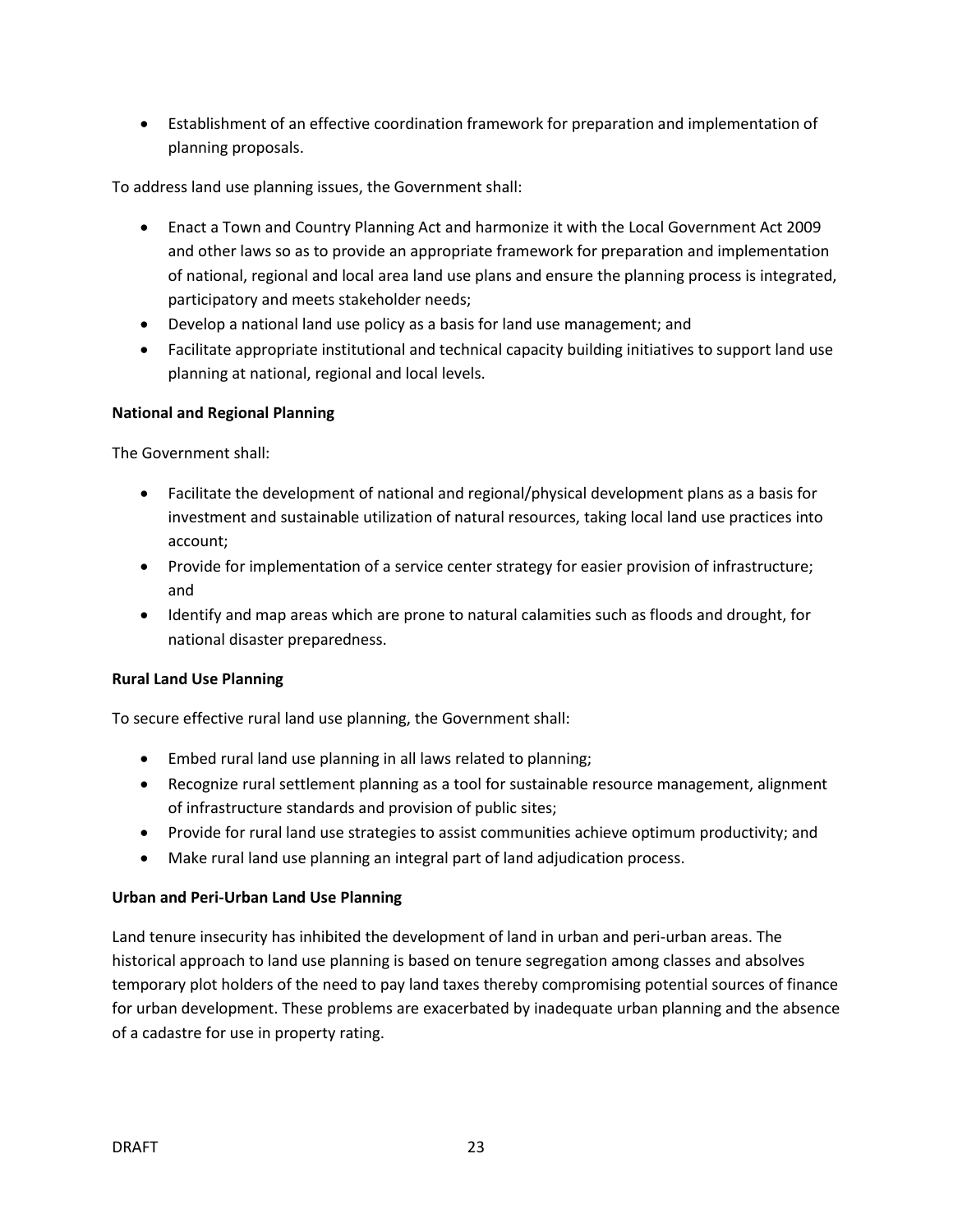- Establishment of an effective coordination framework for preparation and implementation of planning proposals.

To address land use planning issues, the Government shall:

- Enact a Town and Country Planning Act and harmonize it with the Local Government Act 2009 and other laws so as to provide an appropriate framework for preparation and implementation of national, regional and local area land use plans and ensure the planning process is integrated, participatory and meets stakeholder needs;
- Develop a national land use policy as a basis for land use management; and
- Facilitate appropriate institutional and technical capacity building initiatives to support land use planning at national, regional and local levels.

**National and Regional Planning**

The Government shall:

- Facilitate the development of national and regional/physical development plans as a basis for investment and sustainable utilization of natural resources, taking local land use practices into account;
- Provide for implementation of a service center strategy for easier provision of infrastructure; and
- Identify and map areas which are prone to natural calamities such as floods and drought, for national disaster preparedness.

**Rural Land Use Planning**

To secure effective rural land use planning, the Government shall:

- Embed rural land use planning in all laws related to planning;
- Recognize rural settlement planning as a tool for sustainable resource management, alignment of infrastructure standards and provision of public sites;
- Provide for rural land use strategies to assist communities achieve optimum productivity; and
- Make rural land use planning an integral part of land adjudication process.

**Urban and Peri-Urban Land Use Planning**

Land tenure insecurity has inhibited the development of land in urban and peri-urban areas. The historical approach to land use planning is based on tenure segregation among classes and absolves temporary plot holders of the need to pay land taxes thereby compromising potential sources of finance for urban development. These problems are exacerbated by inadequate urban planning and the absence of a cadastre for use in property rating.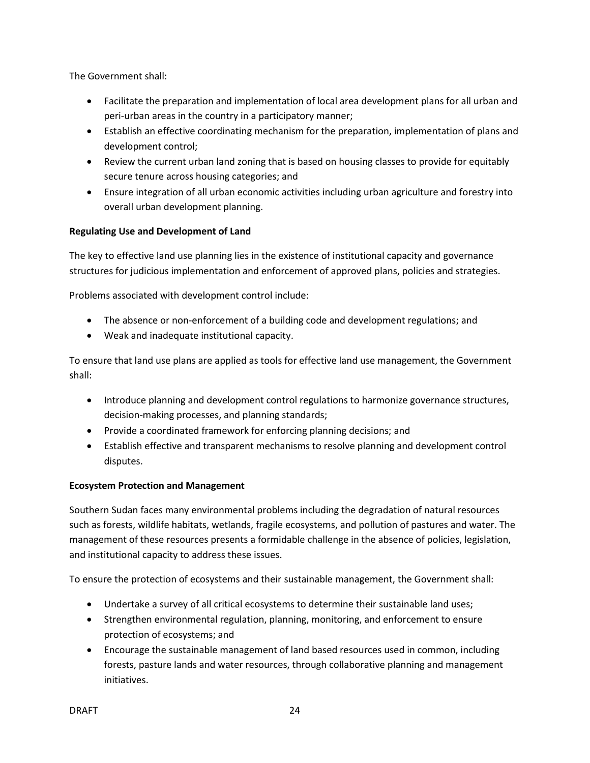The Government shall:

- Facilitate the preparation and implementation of local area development plans for all urban and peri-urban areas in the country in a participatory manner;
- Establish an effective coordinating mechanism for the preparation, implementation of plans and development control;
- Review the current urban land zoning that is based on housing classes to provide for equitably secure tenure across housing categories; and
- Ensure integration of all urban economic activities including urban agriculture and forestry into overall urban development planning.

**Regulating Use and Development of Land**

The key to effective land use planning lies in the existence of institutional capacity and governance structures for judicious implementation and enforcement of approved plans, policies and strategies.

Problems associated with development control include:

- The absence or non-enforcement of a building code and development regulations; and
- Weak and inadequate institutional capacity.

To ensure that land use plans are applied as tools for effective land use management, the Government shall:

- Introduce planning and development control regulations to harmonize governance structures, decision-making processes, and planning standards;
- Provide a coordinated framework for enforcing planning decisions; and
- Establish effective and transparent mechanisms to resolve planning and development control disputes.

**Ecosystem Protection and Management**

Southern Sudan faces many environmental problems including the degradation of natural resources such as forests, wildlife habitats, wetlands, fragile ecosystems, and pollution of pastures and water. The management of these resources presents a formidable challenge in the absence of policies, legislation, and institutional capacity to address these issues.

To ensure the protection of ecosystems and their sustainable management, the Government shall:

- Undertake a survey of all critical ecosystems to determine their sustainable land uses;
- Strengthen environmental regulation, planning, monitoring, and enforcement to ensure protection of ecosystems; and
- Encourage the sustainable management of land based resources used in common, including forests, pasture lands and water resources, through collaborative planning and management initiatives.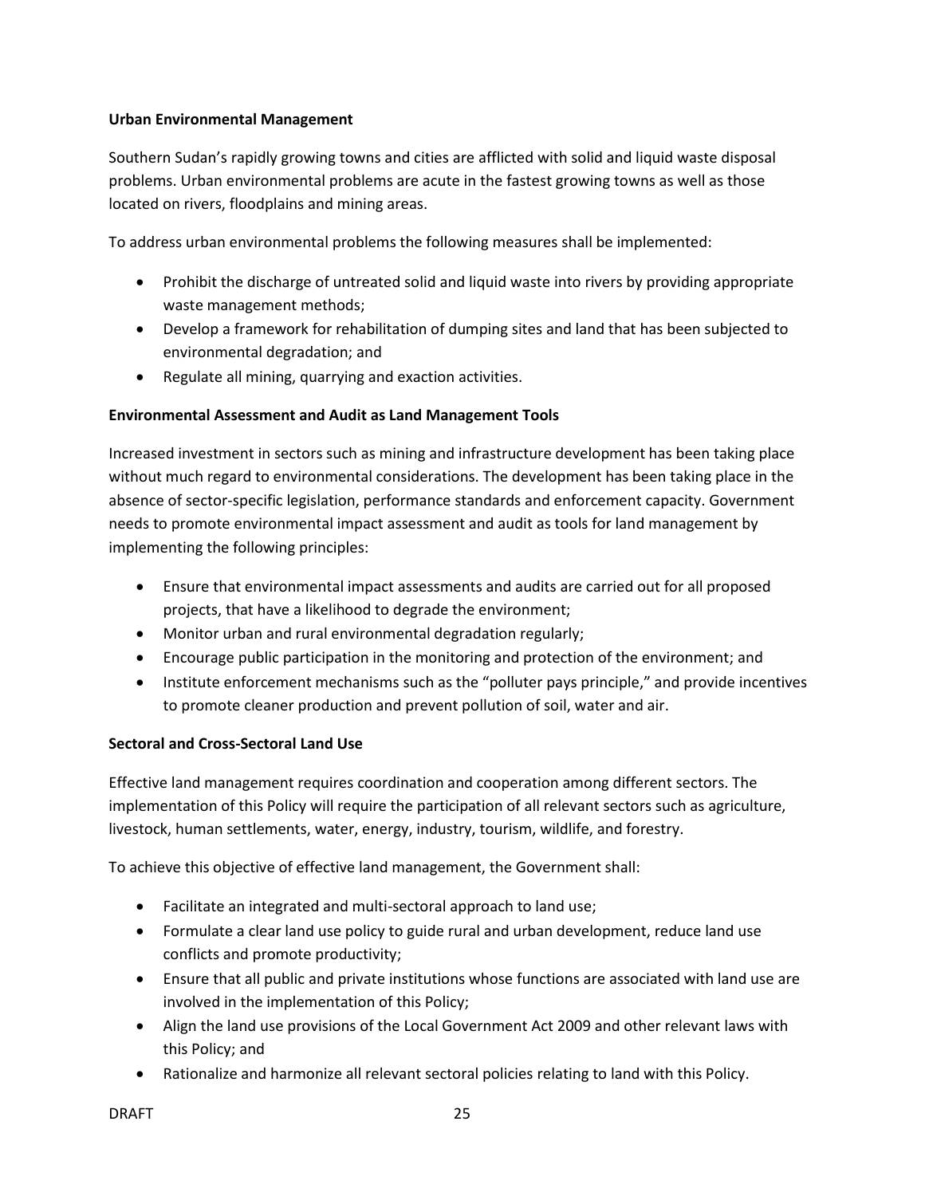**Urban Environmental Management**

Southern Sudan's rapidly growing towns and cities are afflicted with solid and liquid waste disposal problems. Urban environmental problems are acute in the fastest growing towns as well as those located on rivers, floodplains and mining areas.

To address urban environmental problems the following measures shall be implemented:

- Prohibit the discharge of untreated solid and liquid waste into rivers by providing appropriate waste management methods;
- Develop a framework for rehabilitation of dumping sites and land that has been subjected to environmental degradation; and
- Regulate all mining, quarrying and exaction activities.

**Environmental Assessment and Audit as Land Management Tools**

Increased investment in sectors such as mining and infrastructure development has been taking place without much regard to environmental considerations. The development has been taking place in the absence of sector-specific legislation, performance standards and enforcement capacity. Government needs to promote environmental impact assessment and audit as tools for land management by implementing the following principles:

- Ensure that environmental impact assessments and audits are carried out for all proposed projects, that have a likelihood to degrade the environment;
- Monitor urban and rural environmental degradation regularly;
- Encourage public participation in the monitoring and protection of the environment; and
- Institute enforcement mechanisms such as the "polluter pays principle," and provide incentives to promote cleaner production and prevent pollution of soil, water and air.

**Sectoral and Cross-Sectoral Land Use**

Effective land management requires coordination and cooperation among different sectors. The implementation of this Policy will require the participation of all relevant sectors such as agriculture, livestock, human settlements, water, energy, industry, tourism, wildlife, and forestry.

To achieve this objective of effective land management, the Government shall:

- Facilitate an integrated and multi-sectoral approach to land use;
- Formulate a clear land use policy to guide rural and urban development, reduce land use conflicts and promote productivity;
- Ensure that all public and private institutions whose functions are associated with land use are involved in the implementation of this Policy;
- Align the land use provisions of the Local Government Act 2009 and other relevant laws with this Policy; and
- Rationalize and harmonize all relevant sectoral policies relating to land with this Policy.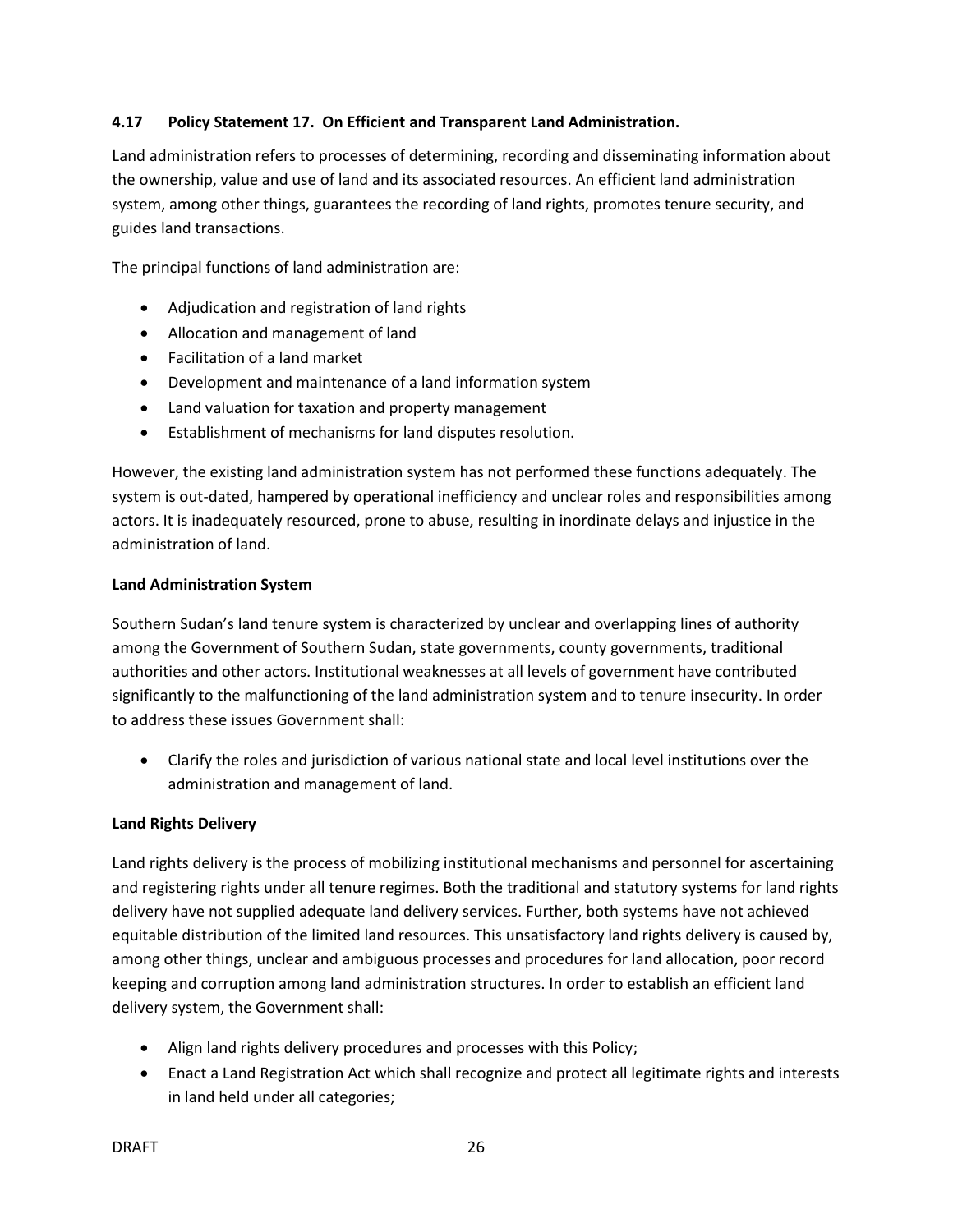### 4.17 Policy Statement 17. On Efficient and Transparent Land Administration.

Land administration refers to processes of determining, recording and disseminating information about the ownership, value and use of land and its associated resources. An efficient land administration system, among other things, guarantees the recording of land rights, promotes tenure security, and guides land transactions.

The principal functions of land administration are:

- Adjudication and registration of land rights
- Allocation and management of land
- Facilitation of a land market
- Development and maintenance of a land information system
- Land valuation for taxation and property management
- Establishment of mechanisms for land disputes resolution.

However, the existing land administration system has not performed these functions adequately. The system is out-dated, hampered by operational inefficiency and unclear roles and responsibilities among actors. It is inadequately resourced, prone to abuse, resulting in inordinate delays and injustice in the administration of land.

**Land Administration System**

Southern Sudan's land tenure system is characterized by unclear and overlapping lines of authority among the Government of Southern Sudan, state governments, county governments, traditional authorities and other actors. Institutional weaknesses at all levels of government have contributed significantly to the malfunctioning of the land administration system and to tenure insecurity. In order to address these issues Government shall:

- Clarify the roles and jurisdiction of various national state and local level institutions over the administration and management of land.

**Land Rights Delivery**

Land rights delivery is the process of mobilizing institutional mechanisms and personnel for ascertaining and registering rights under all tenure regimes. Both the traditional and statutory systems for land rights delivery have not supplied adequate land delivery services. Further, both systems have not achieved equitable distribution of the limited land resources. This unsatisfactory land rights delivery is caused by, among other things, unclear and ambiguous processes and procedures for land allocation, poor record keeping and corruption among land administration structures. In order to establish an efficient land delivery system, the Government shall:

- Align land rights delivery procedures and processes with this Policy;
- Enact a Land Registration Act which shall recognize and protect all legitimate rights and interests in land held under all categories;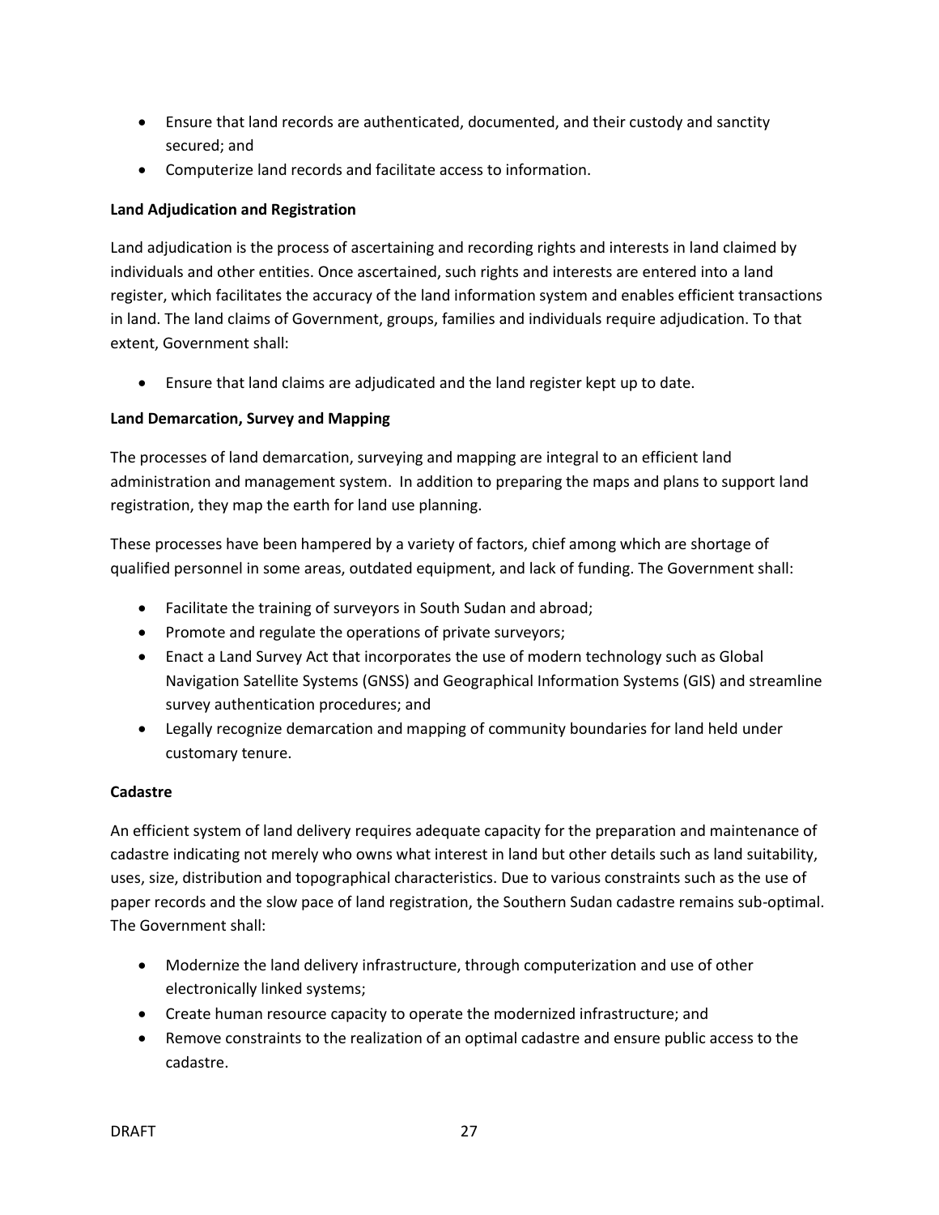- Ensure that land records are authenticated, documented, and their custody and sanctity secured; and
- Computerize land records and facilitate access to information.

**Land Adjudication and Registration**

Land adjudication is the process of ascertaining and recording rights and interests in land claimed by individuals and other entities. Once ascertained, such rights and interests are entered into a land register, which facilitates the accuracy of the land information system and enables efficient transactions in land. The land claims of Government, groups, families and individuals require adjudication. To that extent, Government shall:

- Ensure that land claims are adjudicated and the land register kept up to date.

**Land Demarcation, Survey and Mapping**

The processes of land demarcation, surveying and mapping are integral to an efficient land administration and management system. In addition to preparing the maps and plans to support land registration, they map the earth for land use planning.

These processes have been hampered by a variety of factors, chief among which are shortage of qualified personnel in some areas, outdated equipment, and lack of funding. The Government shall:

- Facilitate the training of surveyors in South Sudan and abroad;
- Promote and regulate the operations of private surveyors;
- Enact a Land Survey Act that incorporates the use of modern technology such as Global Navigation Satellite Systems (GNSS) and Geographical Information Systems (GIS) and streamline survey authentication procedures; and
- Legally recognize demarcation and mapping of community boundaries for land held under customary tenure.

**Cadastre**

An efficient system of land delivery requires adequate capacity for the preparation and maintenance of cadastre indicating not merely who owns what interest in land but other details such as land suitability, uses, size, distribution and topographical characteristics. Due to various constraints such as the use of paper records and the slow pace of land registration, the Southern Sudan cadastre remains sub-optimal. The Government shall:

- Modernize the land delivery infrastructure, through computerization and use of other electronically linked systems;
- Create human resource capacity to operate the modernized infrastructure; and
- Remove constraints to the realization of an optimal cadastre and ensure public access to the cadastre.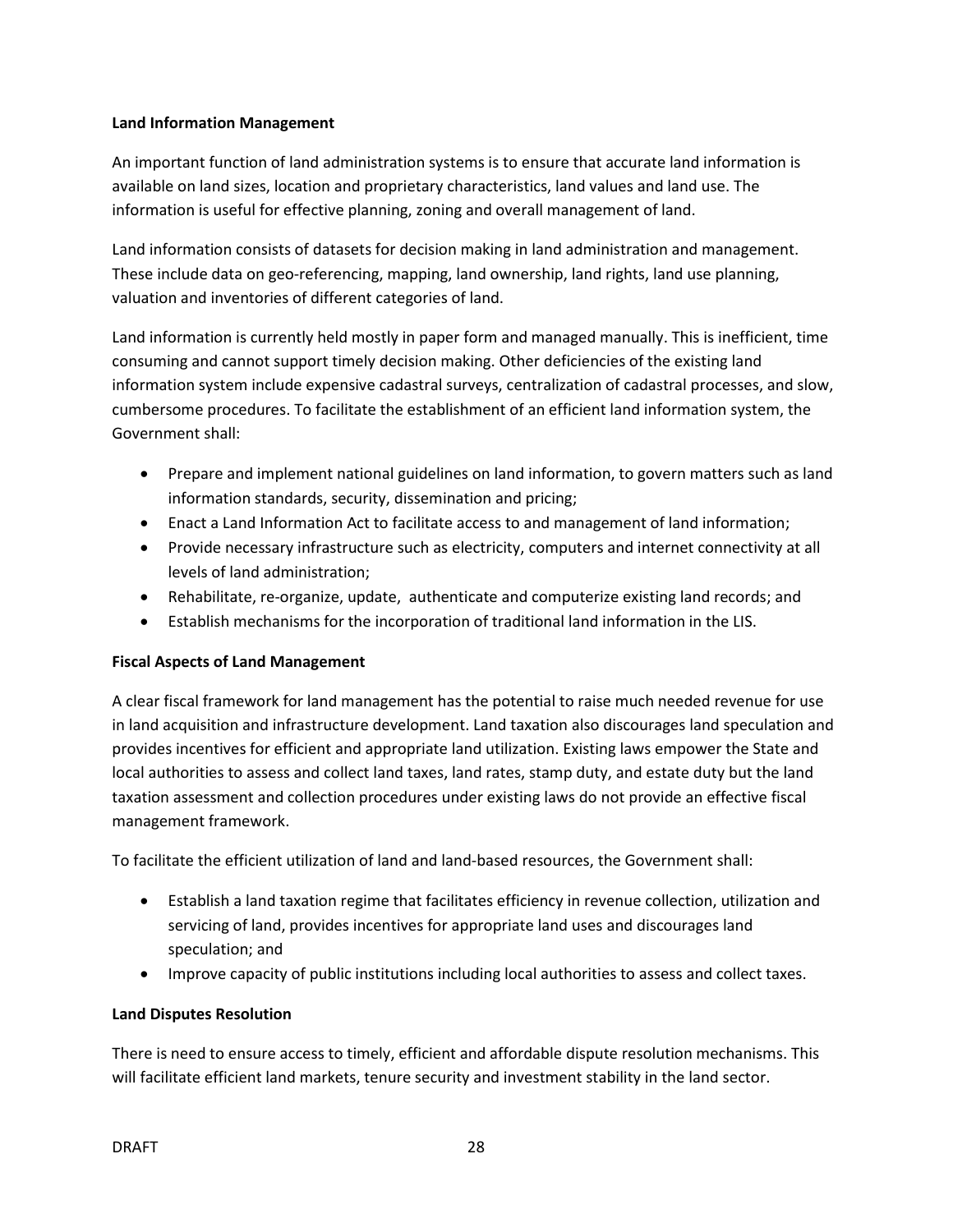**Land Information Management**

An important function of land administration systems is to ensure that accurate land information is available on land sizes, location and proprietary characteristics, land values and land use. The information is useful for effective planning, zoning and overall management of land.

Land information consists of datasets for decision making in land administration and management. These include data on geo-referencing, mapping, land ownership, land rights, land use planning, valuation and inventories of different categories of land.

Land information is currently held mostly in paper form and managed manually. This is inefficient, time consuming and cannot support timely decision making. Other deficiencies of the existing land information system include expensive cadastral surveys, centralization of cadastral processes, and slow, cumbersome procedures. To facilitate the establishment of an efficient land information system, the Government shall:

- Prepare and implement national guidelines on land information, to govern matters such as land information standards, security, dissemination and pricing;
- Enact a Land Information Act to facilitate access to and management of land information;
- Provide necessary infrastructure such as electricity, computers and internet connectivity at all levels of land administration;
- Rehabilitate, re-organize, update, authenticate and computerize existing land records; and
- Establish mechanisms for the incorporation of traditional land information in the LIS.

**Fiscal Aspects of Land Management**

A clear fiscal framework for land management has the potential to raise much needed revenue for use in land acquisition and infrastructure development. Land taxation also discourages land speculation and provides incentives for efficient and appropriate land utilization. Existing laws empower the State and local authorities to assess and collect land taxes, land rates, stamp duty, and estate duty but the land taxation assessment and collection procedures under existing laws do not provide an effective fiscal management framework.

To facilitate the efficient utilization of land and land-based resources, the Government shall:

- Establish a land taxation regime that facilitates efficiency in revenue collection, utilization and servicing of land, provides incentives for appropriate land uses and discourages land speculation; and
- Improve capacity of public institutions including local authorities to assess and collect taxes.

**Land Disputes Resolution**

There is need to ensure access to timely, efficient and affordable dispute resolution mechanisms. This will facilitate efficient land markets, tenure security and investment stability in the land sector.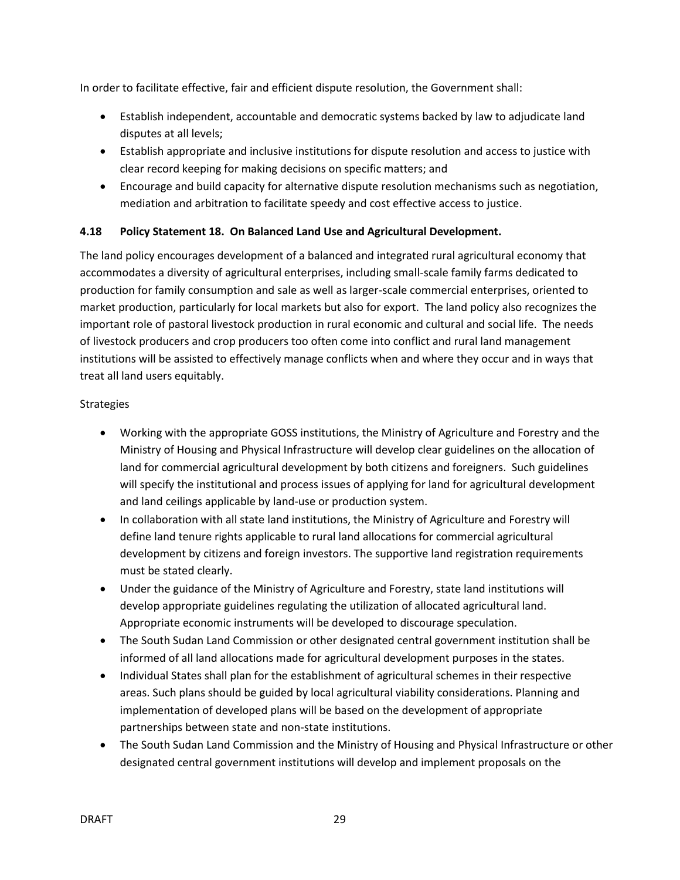In order to facilitate effective, fair and efficient dispute resolution, the Government shall:

- Establish independent, accountable and democratic systems backed by law to adjudicate land disputes at all levels;
- Establish appropriate and inclusive institutions for dispute resolution and access to justice with clear record keeping for making decisions on specific matters; and
- Encourage and build capacity for alternative dispute resolution mechanisms such as negotiation, mediation and arbitration to facilitate speedy and cost effective access to justice.

#### 4.18 Policy Statement 18. On Balanced Land Use and Agricultural Development.

The land policy encourages development of a balanced and integrated rural agricultural economy that accommodates a diversity of agricultural enterprises, including small-scale family farms dedicated to production for family consumption and sale as well as larger-scale commercial enterprises, oriented to market production, particularly for local markets but also for export. The land policy also recognizes the important role of pastoral livestock production in rural economic and cultural and social life. The needs of livestock producers and crop producers too often come into conflict and rural land management institutions will be assisted to effectively manage conflicts when and where they occur and in ways that treat all land users equitably.

Strategies

- Working with the appropriate GOSS institutions, the Ministry of Agriculture and Forestry and the Ministry of Housing and Physical Infrastructure will develop clear guidelines on the allocation of land for commercial agricultural development by both citizens and foreigners. Such guidelines will specify the institutional and process issues of applying for land for agricultural development and land ceilings applicable by land-use or production system.
- In collaboration with all state land institutions, the Ministry of Agriculture and Forestry will define land tenure rights applicable to rural land allocations for commercial agricultural development by citizens and foreign investors. The supportive land registration requirements must be stated clearly.
- Under the guidance of the Ministry of Agriculture and Forestry, state land institutions will develop appropriate guidelines regulating the utilization of allocated agricultural land. Appropriate economic instruments will be developed to discourage speculation.
- The South Sudan Land Commission or other designated central government institution shall be informed of all land allocations made for agricultural development purposes in the states.
- Individual States shall plan for the establishment of agricultural schemes in their respective areas. Such plans should be guided by local agricultural viability considerations. Planning and implementation of developed plans will be based on the development of appropriate partnerships between state and non-state institutions.
- The South Sudan Land Commission and the Ministry of Housing and Physical Infrastructure or other designated central government institutions will develop and implement proposals on the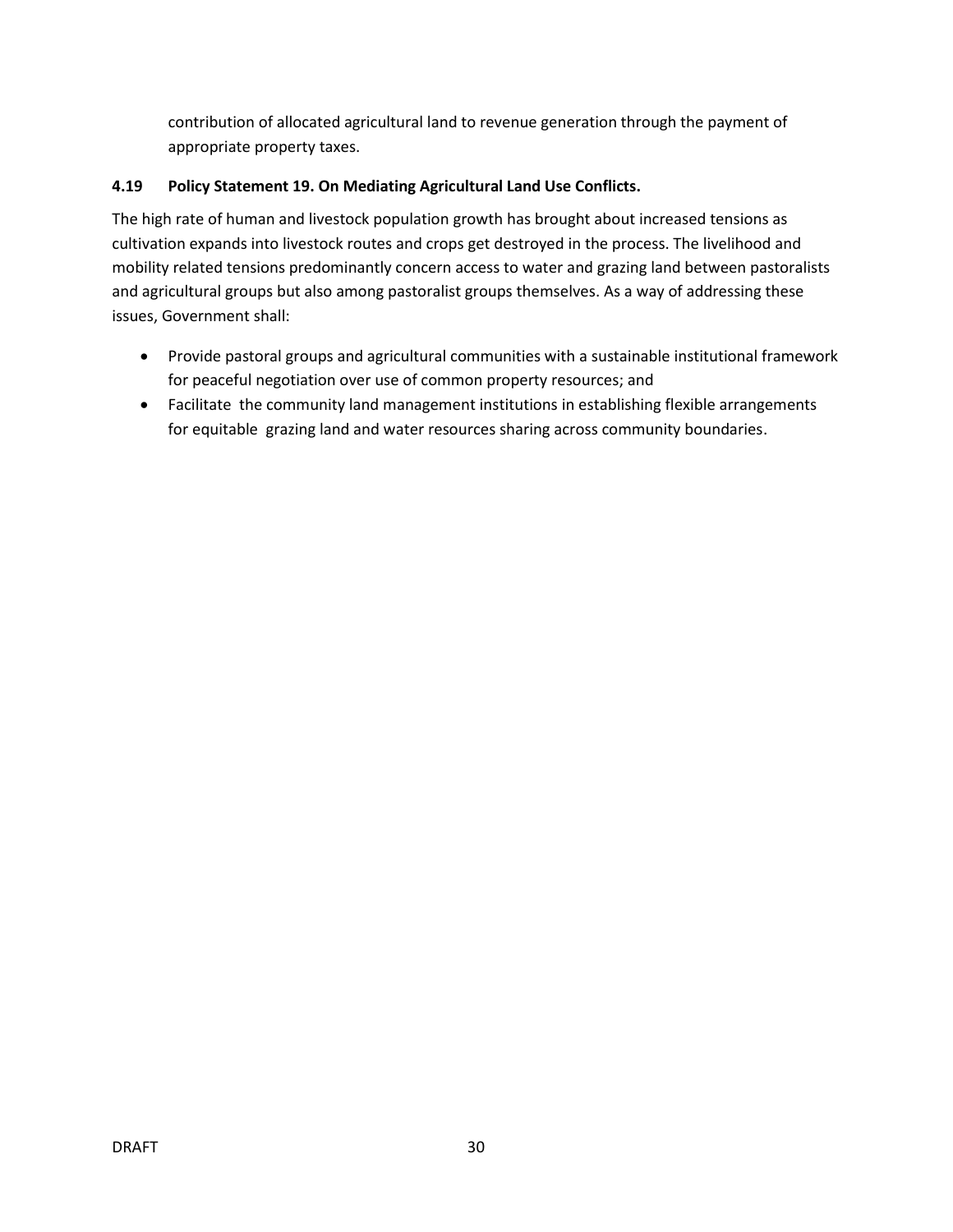contribution of allocated agricultural land to revenue generation through the payment of appropriate property taxes.

### 4.19 Policy Statement 19. On Mediating Agricultural Land Use Conflicts.

The high rate of human and livestock population growth has brought about increased tensions as cultivation expands into livestock routes and crops get destroyed in the process. The livelihood and mobility related tensions predominantly concern access to water and grazing land between pastoralists and agricultural groups but also among pastoralist groups themselves. As a way of addressing these issues, Government shall:

- Provide pastoral groups and agricultural communities with a sustainable institutional framework for peaceful negotiation over use of common property resources; and
- Facilitate the community land management institutions in establishing flexible arrangements for equitable grazing land and water resources sharing across community boundaries.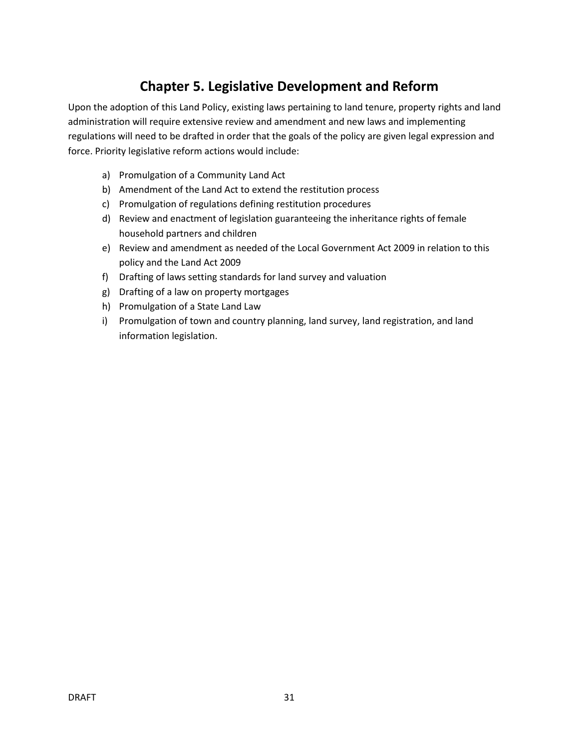# Chapter 5. Legislative Development and Reform

Upon the adoption of this Land Policy, existing laws pertaining to land tenure, property rights and land administration will require extensive review and amendment and new laws and implementing regulations will need to be drafted in order that the goals of the policy are given legal expression and force. Priority legislative reform actions would include:

a) Promulgation of a Community Land Act
b) Amendment of the Land Act to extend the restitution process
c) Promulgation of regulations defining restitution procedures
d) Review and enactment of legislation guaranteeing the inheritance rights of female household partners and children
e) Review and amendment as needed of the Local Government Act 2009 in relation to this policy and the Land Act 2009
f) Drafting of laws setting standards for land survey and valuation
g) Drafting of a law on property mortgages
h) Promulgation of a State Land Law
i) Promulgation of town and country planning, land survey, land registration, and land information legislation.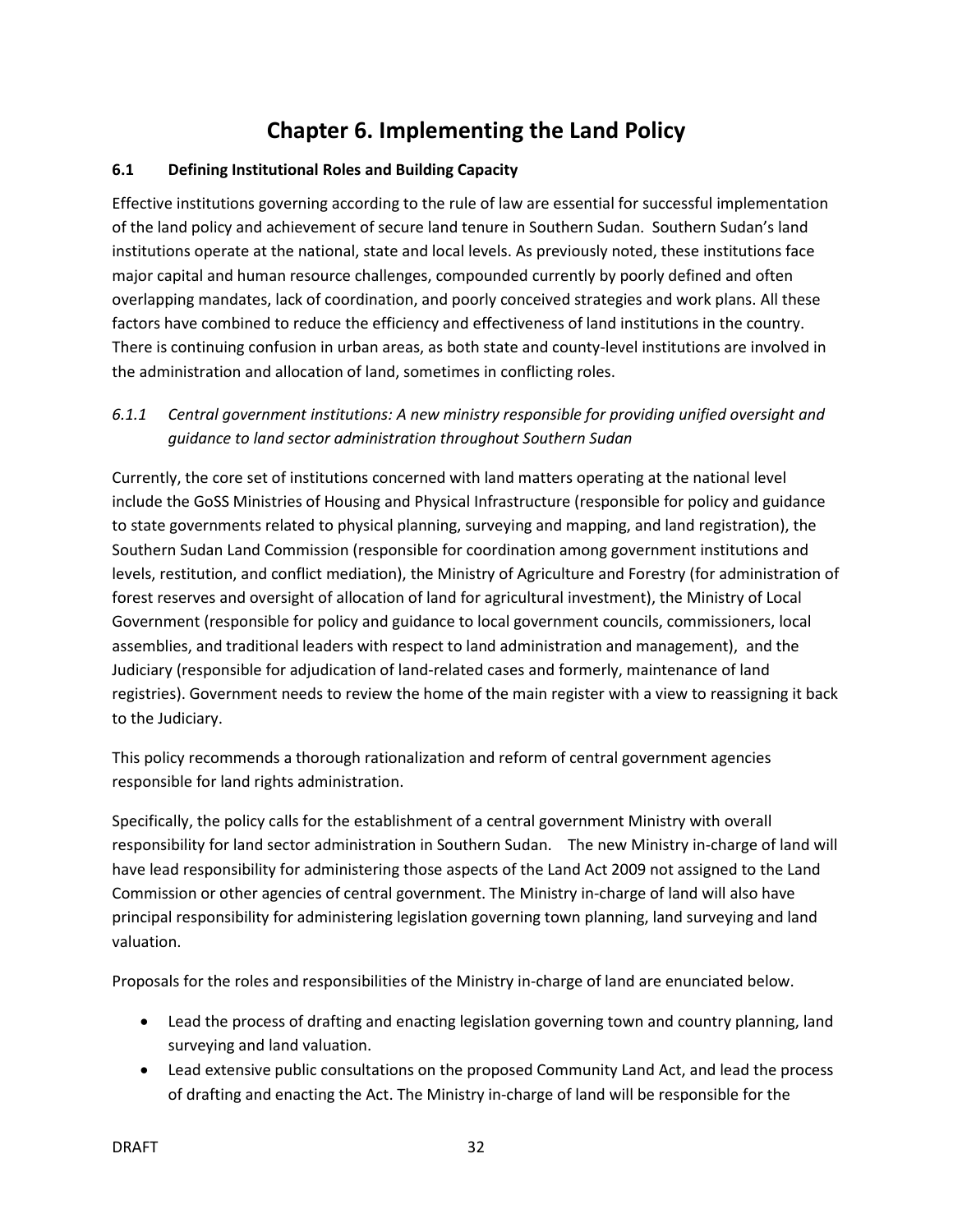# Chapter 6. Implementing the Land Policy

## 6.1 Defining Institutional Roles and Building Capacity

Effective institutions governing according to the rule of law are essential for successful implementation of the land policy and achievement of secure land tenure in Southern Sudan. Southern Sudan's land institutions operate at the national, state and local levels. As previously noted, these institutions face major capital and human resource challenges, compounded currently by poorly defined and often overlapping mandates, lack of coordination, and poorly conceived strategies and work plans. All these factors have combined to reduce the efficiency and effectiveness of land institutions in the country. There is continuing confusion in urban areas, as both state and county-level institutions are involved in the administration and allocation of land, sometimes in conflicting roles.

### *6.1.1 Central government institutions: A new ministry responsible for providing unified oversight and guidance to land sector administration throughout Southern Sudan*

Currently, the core set of institutions concerned with land matters operating at the national level include the GoSS Ministries of Housing and Physical Infrastructure (responsible for policy and guidance to state governments related to physical planning, surveying and mapping, and land registration), the Southern Sudan Land Commission (responsible for coordination among government institutions and levels, restitution, and conflict mediation), the Ministry of Agriculture and Forestry (for administration of forest reserves and oversight of allocation of land for agricultural investment), the Ministry of Local Government (responsible for policy and guidance to local government councils, commissioners, local assemblies, and traditional leaders with respect to land administration and management), and the Judiciary (responsible for adjudication of land-related cases and formerly, maintenance of land registries). Government needs to review the home of the main register with a view to reassigning it back to the Judiciary.

This policy recommends a thorough rationalization and reform of central government agencies responsible for land rights administration.

Specifically, the policy calls for the establishment of a central government Ministry with overall responsibility for land sector administration in Southern Sudan. The new Ministry in-charge of land will have lead responsibility for administering those aspects of the Land Act 2009 not assigned to the Land Commission or other agencies of central government. The Ministry in-charge of land will also have principal responsibility for administering legislation governing town planning, land surveying and land valuation.

Proposals for the roles and responsibilities of the Ministry in-charge of land are enunciated below.

- Lead the process of drafting and enacting legislation governing town and country planning, land surveying and land valuation.
- Lead extensive public consultations on the proposed Community Land Act, and lead the process of drafting and enacting the Act. The Ministry in-charge of land will be responsible for the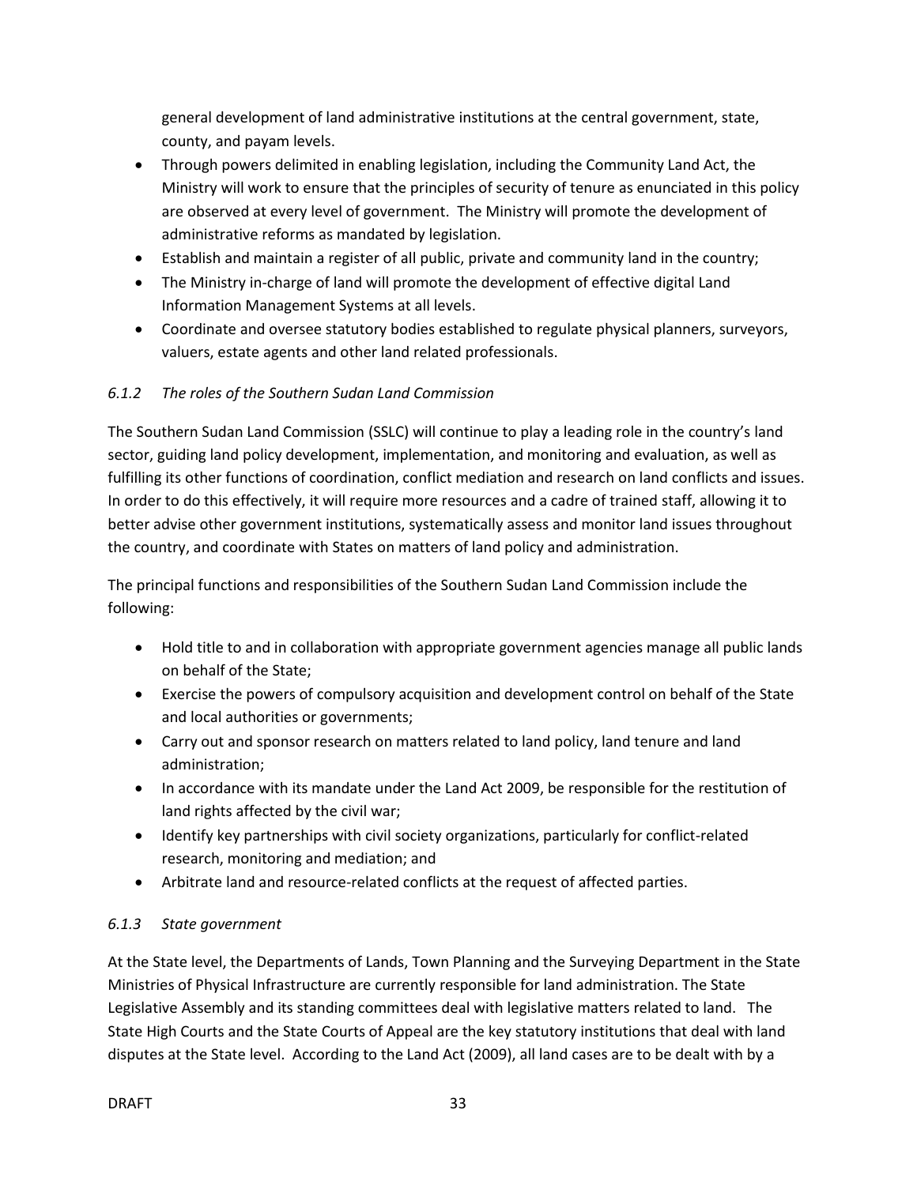general development of land administrative institutions at the central government, state, county, and payam levels.

- Through powers delimited in enabling legislation, including the Community Land Act, the Ministry will work to ensure that the principles of security of tenure as enunciated in this policy are observed at every level of government. The Ministry will promote the development of administrative reforms as mandated by legislation.
- Establish and maintain a register of all public, private and community land in the country;
- The Ministry in-charge of land will promote the development of effective digital Land Information Management Systems at all levels.
- Coordinate and oversee statutory bodies established to regulate physical planners, surveyors, valuers, estate agents and other land related professionals.

### *6.1.2 The roles of the Southern Sudan Land Commission*

The Southern Sudan Land Commission (SSLC) will continue to play a leading role in the country's land sector, guiding land policy development, implementation, and monitoring and evaluation, as well as fulfilling its other functions of coordination, conflict mediation and research on land conflicts and issues. In order to do this effectively, it will require more resources and a cadre of trained staff, allowing it to better advise other government institutions, systematically assess and monitor land issues throughout the country, and coordinate with States on matters of land policy and administration.

The principal functions and responsibilities of the Southern Sudan Land Commission include the following:

- Hold title to and in collaboration with appropriate government agencies manage all public lands on behalf of the State;
- Exercise the powers of compulsory acquisition and development control on behalf of the State and local authorities or governments;
- Carry out and sponsor research on matters related to land policy, land tenure and land administration;
- In accordance with its mandate under the Land Act 2009, be responsible for the restitution of land rights affected by the civil war;
- Identify key partnerships with civil society organizations, particularly for conflict-related research, monitoring and mediation; and
- Arbitrate land and resource-related conflicts at the request of affected parties.

### *6.1.3 State government*

At the State level, the Departments of Lands, Town Planning and the Surveying Department in the State Ministries of Physical Infrastructure are currently responsible for land administration. The State Legislative Assembly and its standing committees deal with legislative matters related to land. The State High Courts and the State Courts of Appeal are the key statutory institutions that deal with land disputes at the State level. According to the Land Act (2009), all land cases are to be dealt with by a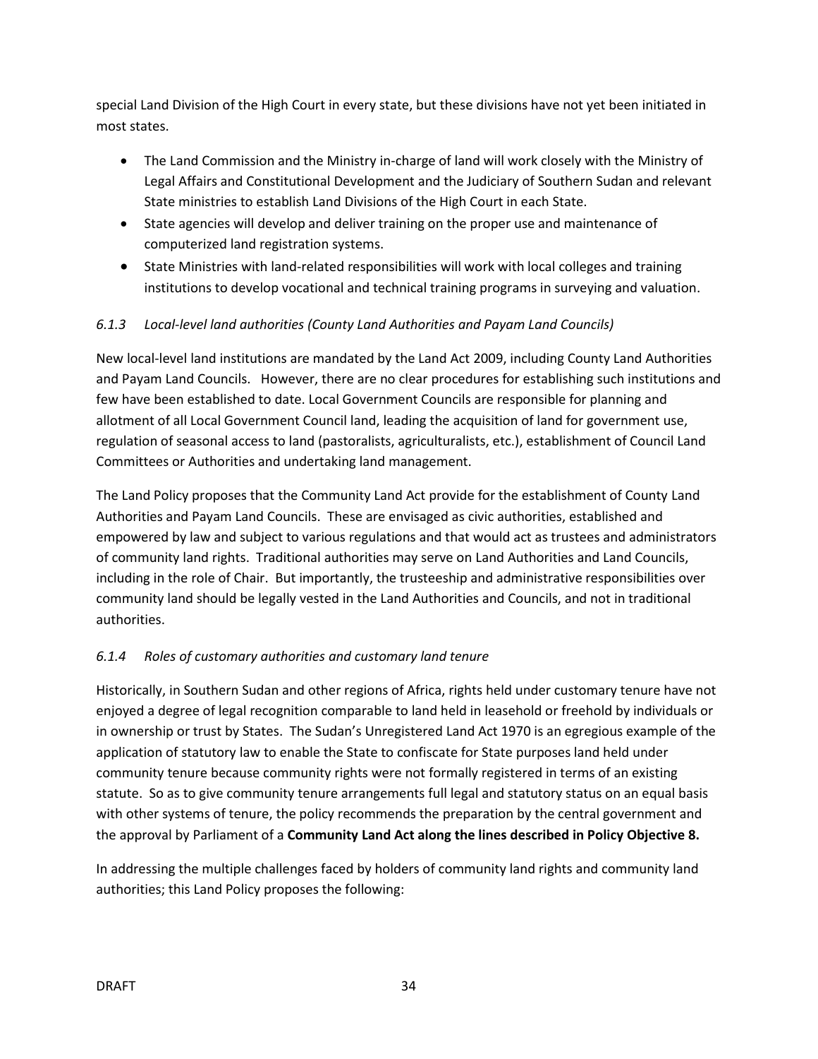special Land Division of the High Court in every state, but these divisions have not yet been initiated in most states.

- The Land Commission and the Ministry in-charge of land will work closely with the Ministry of Legal Affairs and Constitutional Development and the Judiciary of Southern Sudan and relevant State ministries to establish Land Divisions of the High Court in each State.
- State agencies will develop and deliver training on the proper use and maintenance of computerized land registration systems.
- State Ministries with land-related responsibilities will work with local colleges and training institutions to develop vocational and technical training programs in surveying and valuation.

### *6.1.3 Local-level land authorities (County Land Authorities and Payam Land Councils)*

New local-level land institutions are mandated by the Land Act 2009, including County Land Authorities and Payam Land Councils. However, there are no clear procedures for establishing such institutions and few have been established to date. Local Government Councils are responsible for planning and allotment of all Local Government Council land, leading the acquisition of land for government use, regulation of seasonal access to land (pastoralists, agriculturalists, etc.), establishment of Council Land Committees or Authorities and undertaking land management.

The Land Policy proposes that the Community Land Act provide for the establishment of County Land Authorities and Payam Land Councils. These are envisaged as civic authorities, established and empowered by law and subject to various regulations and that would act as trustees and administrators of community land rights. Traditional authorities may serve on Land Authorities and Land Councils, including in the role of Chair. But importantly, the trusteeship and administrative responsibilities over community land should be legally vested in the Land Authorities and Councils, and not in traditional authorities.

### *6.1.4 Roles of customary authorities and customary land tenure*

Historically, in Southern Sudan and other regions of Africa, rights held under customary tenure have not enjoyed a degree of legal recognition comparable to land held in leasehold or freehold by individuals or in ownership or trust by States. The Sudan's Unregistered Land Act 1970 is an egregious example of the application of statutory law to enable the State to confiscate for State purposes land held under community tenure because community rights were not formally registered in terms of an existing statute. So as to give community tenure arrangements full legal and statutory status on an equal basis with other systems of tenure, the policy recommends the preparation by the central government and the approval by Parliament of a **Community Land Act along the lines described in Policy Objective 8.**

In addressing the multiple challenges faced by holders of community land rights and community land authorities; this Land Policy proposes the following: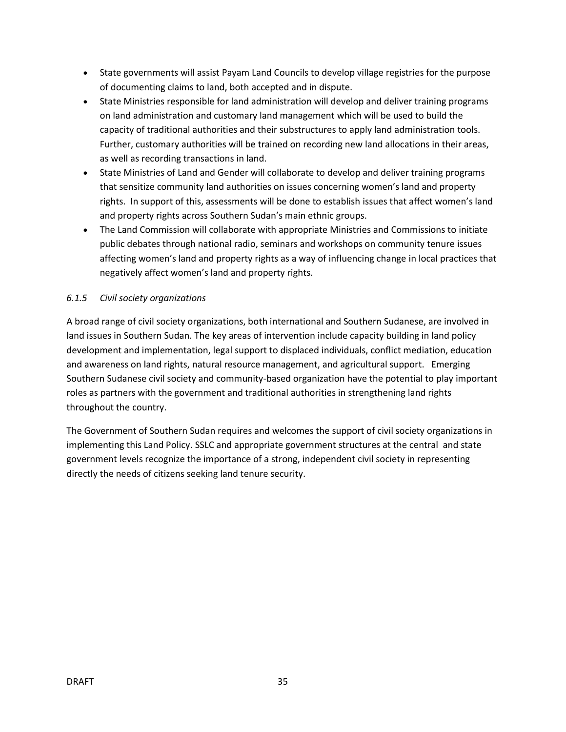- State governments will assist Payam Land Councils to develop village registries for the purpose of documenting claims to land, both accepted and in dispute.
- State Ministries responsible for land administration will develop and deliver training programs on land administration and customary land management which will be used to build the capacity of traditional authorities and their substructures to apply land administration tools. Further, customary authorities will be trained on recording new land allocations in their areas, as well as recording transactions in land.
- State Ministries of Land and Gender will collaborate to develop and deliver training programs that sensitize community land authorities on issues concerning women's land and property rights. In support of this, assessments will be done to establish issues that affect women's land and property rights across Southern Sudan's main ethnic groups.
- The Land Commission will collaborate with appropriate Ministries and Commissions to initiate public debates through national radio, seminars and workshops on community tenure issues affecting women's land and property rights as a way of influencing change in local practices that negatively affect women's land and property rights.

#### *6.1.5 Civil society organizations*

A broad range of civil society organizations, both international and Southern Sudanese, are involved in land issues in Southern Sudan. The key areas of intervention include capacity building in land policy development and implementation, legal support to displaced individuals, conflict mediation, education and awareness on land rights, natural resource management, and agricultural support. Emerging Southern Sudanese civil society and community-based organization have the potential to play important roles as partners with the government and traditional authorities in strengthening land rights throughout the country.

The Government of Southern Sudan requires and welcomes the support of civil society organizations in implementing this Land Policy. SSLC and appropriate government structures at the central and state government levels recognize the importance of a strong, independent civil society in representing directly the needs of citizens seeking land tenure security.